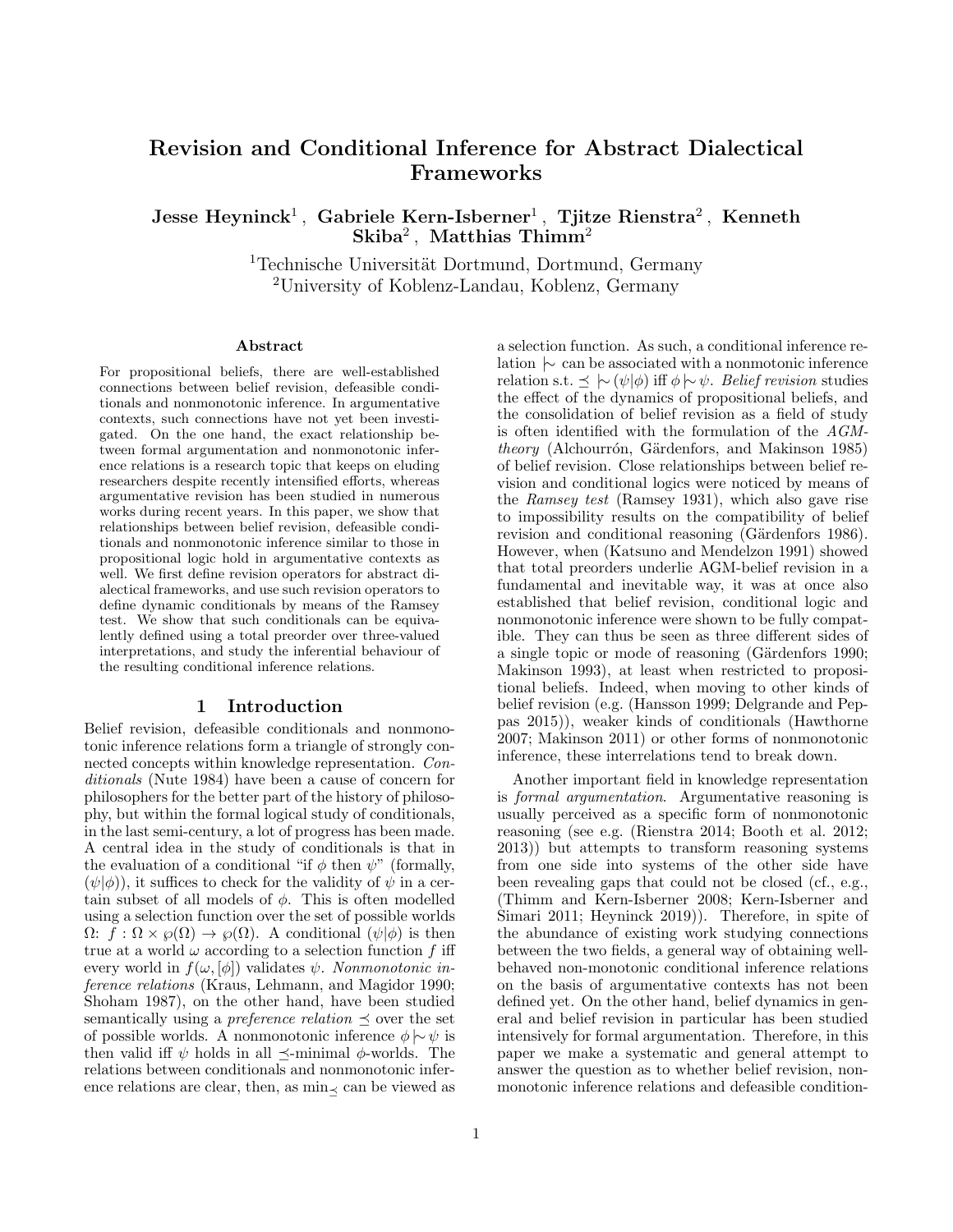# Revision and Conditional Inference for Abstract Dialectical Frameworks

**Jesse Heyninck[1], Gabriele Kern-Isberner[1], Tjitze Rienstra[2], Kenneth Skiba[2], Matthias Thimm[2]**

[1]Technische Universität Dortmund, Dortmund, Germany
[2]University of Koblenz-Landau, Koblenz, Germany

### Abstract

For propositional beliefs, there are well-established connections between belief revision, defeasible conditionals and nonmonotonic inference. In argumentative contexts, such connections have not yet been investigated. On the one hand, the exact relationship between formal argumentation and nonmonotonic inference relations is a research topic that keeps on eluding researchers despite recently intensified efforts, whereas argumentative revision has been studied in numerous works during recent years. In this paper, we show that relationships between belief revision, defeasible conditionals and nonmonotonic inference similar to those in propositional logic hold in argumentative contexts as well. We first define revision operators for abstract dialectical frameworks, and use such revision operators to define dynamic conditionals by means of the Ramsey test. We show that such conditionals can be equivalently defined using a total preorder over three-valued interpretations, and study the inferential behaviour of the resulting conditional inference relations.

## 1 Introduction

Belief revision, defeasible conditionals and nonmonotonic inference relations form a triangle of strongly connected concepts within knowledge representation. *Conditionals* (Nute 1984) have been a cause of concern for philosophers for the better part of the history of philosophy, but within the formal logical study of conditionals, in the last semi-century, a lot of progress has been made. A central idea in the study of conditionals is that in the evaluation of a conditional "if $\phi$ then $\psi$" (formally, $(\psi|\phi)$), it suffices to check for the validity of $\psi$ in a certain subset of all models of $\phi$. This is often modelled using a selection function over the set of possible worlds $\Omega$: $f : \Omega \times \wp(\Omega) \rightarrow \wp(\Omega)$. A conditional $(\psi|\phi)$ is then true at a world $\omega$ according to a selection function $f$ iff every world in $f(\omega, [\phi])$ validates $\psi$. *Nonmonotonic inference relations* (Kraus, Lehmann, and Magidor 1990; Shoham 1987), on the other hand, have been studied semantically using a *preference relation* $\preceq$ over the set of possible worlds. A nonmonotonic inference $\phi \mid\!\sim \psi$ is then valid iff $\psi$ holds in all $\preceq$-minimal $\phi$-worlds. The relations between conditionals and nonmonotonic inference relations are clear, then, as $\min_{\preceq}$ can be viewed as a selection function. As such, a conditional inference relation $\mid\!\sim$ can be associated with a nonmotonic inference relation s.t. $\preceq \mid\!\sim (\psi|\phi)$ iff $\phi \mid\!\sim \psi$. *Belief revision* studies the effect of the dynamics of propositional beliefs, and the consolidation of belief revision as a field of study is often identified with the formulation of the *AGM-theory* (Alchourrón, Gärdenfors, and Makinson 1985) of belief revision. Close relationships between belief revision and conditional logics were noticed by means of the *Ramsey test* (Ramsey 1931), which also gave rise to impossibility results on the compatibility of belief revision and conditional reasoning (Gärdenfors 1986). However, when (Katsuno and Mendelzon 1991) showed that total preorders underlie AGM-belief revision in a fundamental and inevitable way, it was at once also established that belief revision, conditional logic and nonmonotonic inference were shown to be fully compatible. They can thus be seen as three different sides of a single topic or mode of reasoning (Gärdenfors 1990; Makinson 1993), at least when restricted to propositional beliefs. Indeed, when moving to other kinds of belief revision (e.g. (Hansson 1999; Delgrande and Peppas 2015)), weaker kinds of conditionals (Hawthorne 2007; Makinson 2011) or other forms of nonmonotonic inference, these interrelations tend to break down.

Another important field in knowledge representation is *formal argumentation*. Argumentative reasoning is usually perceived as a specific form of nonmonotonic reasoning (see e.g. (Rienstra 2014; Booth et al. 2012; 2013)) but attempts to transform reasoning systems from one side into systems of the other side have been revealing gaps that could not be closed (cf., e.g., (Thimm and Kern-Isberner 2008; Kern-Isberner and Simari 2011; Heyninck 2019)). Therefore, in spite of the abundance of existing work studying connections between the two fields, a general way of obtaining well-behaved non-monotonic conditional inference relations on the basis of argumentative contexts has not been defined yet. On the other hand, belief dynamics in general and belief revision in particular has been studied intensively for formal argumentation. Therefore, in this paper we make a systematic and general attempt to answer the question as to whether belief revision, nonmonotonic inference relations and defeasible condition-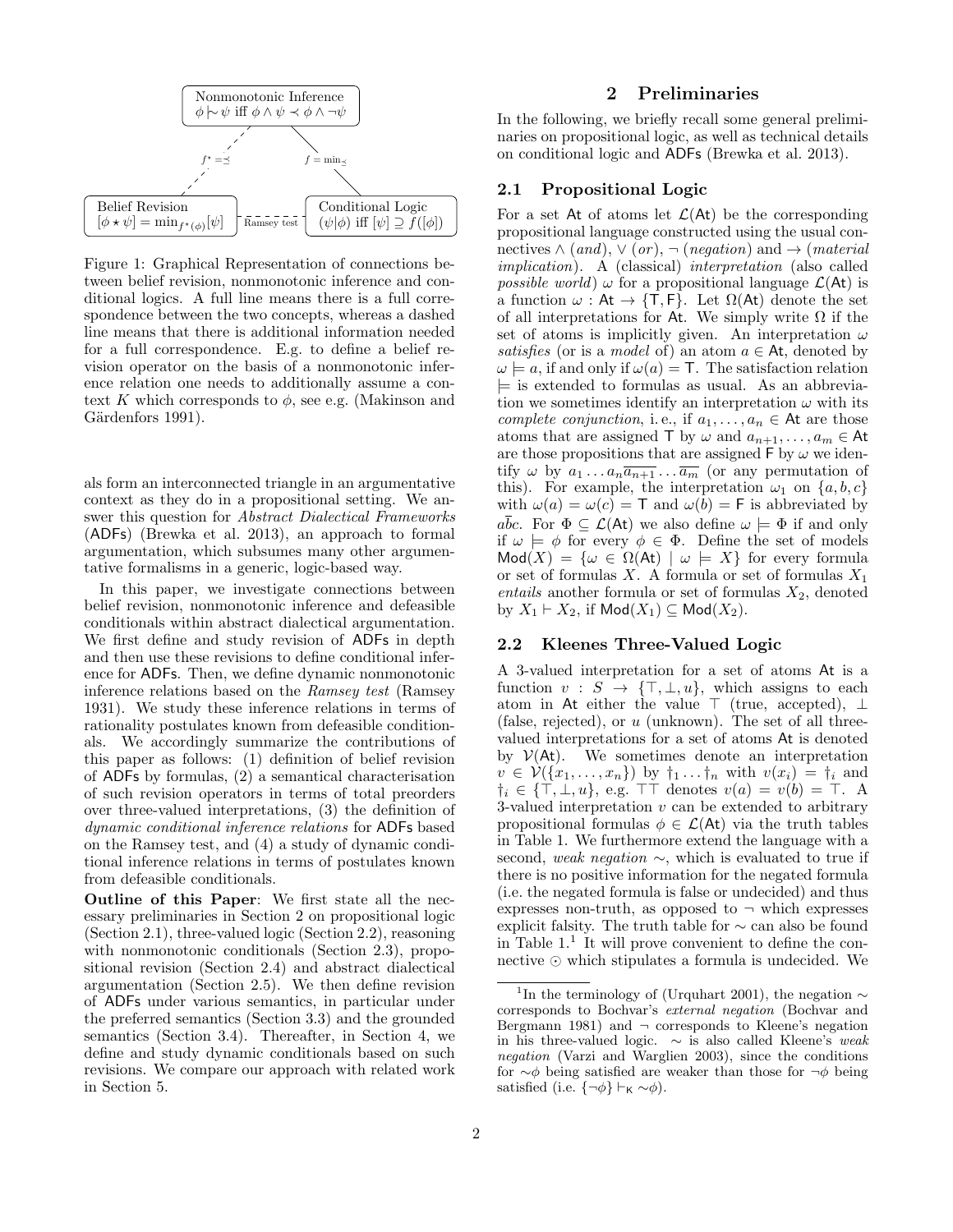Nonmonotonic Inference
$\phi \mathrel{|\!\sim} \psi$ iff $\phi \wedge \psi \prec \phi \wedge \neg\psi$

$f^\star = \preceq$ $\quad$ $f = \min_\preceq$

Belief Revision
$[\phi \star \psi] = \min_{f^\star(\phi)}[\psi]$

Ramsey test

Conditional Logic
$(\psi|\phi)$ iff $[\psi] \supseteq f([\phi])$

Figure 1: Graphical Representation of connections between belief revision, nonmonotonic inference and conditional logics. A full line means there is a full correspondence between the two concepts, whereas a dashed line means that there is additional information needed for a full correspondence. E.g. to define a belief revision operator on the basis of a nonmonotonic inference relation one needs to additionally assume a context $K$ which corresponds to $\phi$, see e.g. (Makinson and Gärdenfors 1991).

als form an interconnected triangle in an argumentative context as they do in a propositional setting. We answer this question for *Abstract Dialectical Frameworks* (ADFs) (Brewka et al. 2013), an approach to formal argumentation, which subsumes many other argumentative formalisms in a generic, logic-based way.

In this paper, we investigate connections between belief revision, nonmonotonic inference and defeasible conditionals within abstract dialectical argumentation. We first define and study revision of ADFs in depth and then use these revisions to define conditional inference for ADFs. Then, we define dynamic nonmonotonic inference relations based on the *Ramsey test* (Ramsey 1931). We study these inference relations in terms of rationality postulates known from defeasible conditionals. We accordingly summarize the contributions of this paper as follows: (1) definition of belief revision of ADFs by formulas, (2) a semantical characterisation of such revision operators in terms of total preorders over three-valued interpretations, (3) the definition of *dynamic conditional inference relations* for ADFs based on the Ramsey test, and (4) a study of dynamic conditional inference relations in terms of postulates known from defeasible conditionals.

**Outline of this Paper**: We first state all the necessary preliminaries in Section 2 on propositional logic (Section 2.1), three-valued logic (Section 2.2), reasoning with nonmonotonic conditionals (Section 2.3), propositional revision (Section 2.4) and abstract dialectical argumentation (Section 2.5). We then define revision of ADFs under various semantics, in particular under the preferred semantics (Section 3.3) and the grounded semantics (Section 3.4). Thereafter, in Section 4, we define and study dynamic conditionals based on such revisions. We compare our approach with related work in Section 5.

## 2 Preliminaries

In the following, we briefly recall some general preliminaries on propositional logic, as well as technical details on conditional logic and ADFs (Brewka et al. 2013).

### 2.1 Propositional Logic

For a set $\mathsf{At}$ of atoms let $\mathcal{L}(\mathsf{At})$ be the corresponding propositional language constructed using the usual connectives $\wedge$ (*and*), $\vee$ (*or*), $\neg$ (*negation*) and $\rightarrow$ (*material implication*). A (classical) *interpretation* (also called *possible world*) $\omega$ for a propositional language $\mathcal{L}(\mathsf{At})$ is a function $\omega : \mathsf{At} \to \{\mathsf{T}, \mathsf{F}\}$. Let $\Omega(\mathsf{At})$ denote the set of all interpretations for $\mathsf{At}$. We simply write $\Omega$ if the set of atoms is implicitly given. An interpretation $\omega$ *satisfies* (or is a *model* of) an atom $a \in \mathsf{At}$, denoted by $\omega \models a$, if and only if $\omega(a) = \mathsf{T}$. The satisfaction relation $\models$ is extended to formulas as usual. As an abbreviation we sometimes identify an interpretation $\omega$ with its *complete conjunction*, i. e., if $a_1, \ldots, a_n \in \mathsf{At}$ are those atoms that are assigned $\mathsf{T}$ by $\omega$ and $a_{n+1}, \ldots, a_m \in \mathsf{At}$ are those propositions that are assigned $\mathsf{F}$ by $\omega$ we identify $\omega$ by $a_1 \ldots a_n \overline{a_{n+1}} \ldots \overline{a_m}$ (or any permutation of this). For example, the interpretation $\omega_1$ on $\{a, b, c\}$ with $\omega(a) = \omega(c) = \mathsf{T}$ and $\omega(b) = \mathsf{F}$ is abbreviated by $a\overline{b}c$. For $\Phi \subseteq \mathcal{L}(\mathsf{At})$ we also define $\omega \models \Phi$ if and only if $\omega \models \phi$ for every $\phi \in \Phi$. Define the set of models $\mathsf{Mod}(X) = \{\omega \in \Omega(\mathsf{At}) \mid \omega \models X\}$ for every formula or set of formulas $X$. A formula or set of formulas $X_1$ *entails* another formula or set of formulas $X_2$, denoted by $X_1 \vdash X_2$, if $\mathsf{Mod}(X_1) \subseteq \mathsf{Mod}(X_2)$.

### 2.2 Kleenes Three-Valued Logic

A 3-valued interpretation for a set of atoms $\mathsf{At}$ is a function $v : S \to \{\top, \bot, u\}$, which assigns to each atom in $\mathsf{At}$ either the value $\top$ (true, accepted), $\bot$ (false, rejected), or $u$ (unknown). The set of all three-valued interpretations for a set of atoms $\mathsf{At}$ is denoted by $\mathcal{V}(\mathsf{At})$. We sometimes denote an interpretation $v \in \mathcal{V}(\{x_1, \ldots, x_n\})$ by $\dagger_1 \ldots \dagger_n$ with $v(x_i) = \dagger_i$ and $\dagger_i \in \{\top, \bot, u\}$, e.g. $\top\top$ denotes $v(a) = v(b) = \top$. A 3-valued interpretation $v$ can be extended to arbitrary propositional formulas $\phi \in \mathcal{L}(\mathsf{At})$ via the truth tables in Table 1. We furthermore extend the language with a second, *weak negation* $\sim$, which is evaluated to true if there is no positive information for the negated formula (i.e. the negated formula is false or undecided) and thus expresses non-truth, as opposed to $\neg$ which expresses explicit falsity. The truth table for $\sim$ can also be found in Table 1.[1] It will prove convenient to define the connective $\odot$ which stipulates a formula is undecided. We

[1] In the terminology of (Urquhart 2001), the negation $\sim$ corresponds to Bochvar's *external negation* (Bochvar and Bergmann 1981) and $\neg$ corresponds to Kleene's negation in his three-valued logic. $\sim$ is also called Kleene's *weak negation* (Varzi and Warglien 2003), since the conditions for $\sim\phi$ being satisfied are weaker than those for $\neg\phi$ being satisfied (i.e. $\{\neg\phi\} \vdash_{\mathsf{K}} \sim\phi$).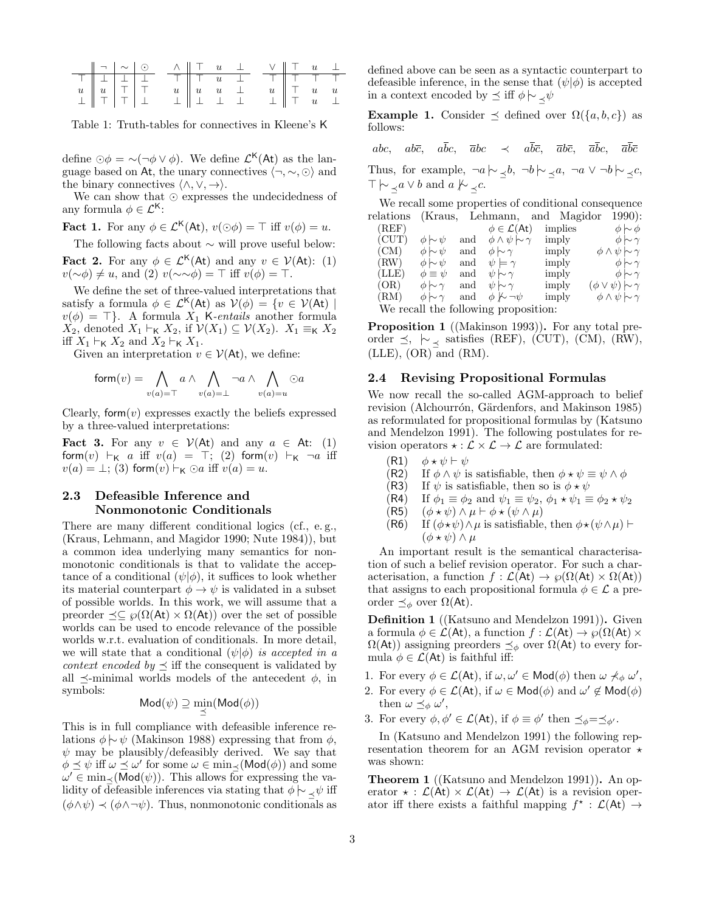|  | $\neg$ | $\sim$ | $\odot$ |
|---|---|---|---|
| $\top$ | $\bot$ | $\bot$ | $\bot$ |
| $u$ | $u$ | $\top$ | $\top$ |
| $\bot$ | $\top$ | $\top$ | $\bot$ |

| $\wedge$ | $\top$ | $u$ | $\bot$ |
|---|---|---|---|
| $\top$ | $\top$ | $u$ | $\bot$ |
| $u$ | $u$ | $u$ | $\bot$ |
| $\bot$ | $\bot$ | $\bot$ | $\bot$ |

| $\vee$ | $\top$ | $u$ | $\bot$ |
|---|---|---|---|
| $\top$ | $\top$ | $\top$ | $\top$ |
| $u$ | $\top$ | $u$ | $u$ |
| $\bot$ | $\top$ | $u$ | $\bot$ |

Table 1: Truth-tables for connectives in Kleene's $\mathsf{K}$

define $\odot\phi = {\sim}(\neg\phi \vee \phi)$. We define $\mathcal{L}^{\mathsf{K}}(\mathsf{At})$ as the language based on $\mathsf{At}$, the unary connectives $\langle\neg, \sim, \odot\rangle$ and the binary connectives $\langle\wedge, \vee, \rightarrow\rangle$.

We can show that $\odot$ expresses the undecidedness of any formula $\phi \in \mathcal{L}^{\mathsf{K}}$:

**Fact 1.** For any $\phi \in \mathcal{L}^{\mathsf{K}}(\mathsf{At})$, $v(\odot\phi) = \top$ iff $v(\phi) = u$.

The following facts about $\sim$ will prove useful below:

**Fact 2.** For any $\phi \in \mathcal{L}^{\mathsf{K}}(\mathsf{At})$ and any $v \in \mathcal{V}(\mathsf{At})$: (1) $v({\sim}\phi) \neq u$, and (2) $v({\sim}{\sim}\phi) = \top$ iff $v(\phi) = \top$.

We define the set of three-valued interpretations that satisfy a formula $\phi \in \mathcal{L}^{\mathsf{K}}(\mathsf{At})$ as $\mathcal{V}(\phi) = \{v \in \mathcal{V}(\mathsf{At}) \mid v(\phi) = \top\}$. A formula $X_1$ $\mathsf{K}$-*entails* another formula $X_2$, denoted $X_1 \vdash_{\mathsf{K}} X_2$, if $\mathcal{V}(X_1) \subseteq \mathcal{V}(X_2)$. $X_1 \equiv_{\mathsf{K}} X_2$ iff $X_1 \vdash_{\mathsf{K}} X_2$ and $X_2 \vdash_{\mathsf{K}} X_1$.

Given an interpretation $v \in \mathcal{V}(\mathsf{At})$, we define:

$$\mathsf{form}(v) = \bigwedge_{v(a)=\top} a \wedge \bigwedge_{v(a)=\bot} \neg a \wedge \bigwedge_{v(a)=u} \odot a$$

Clearly, $\mathsf{form}(v)$ expresses exactly the beliefs expressed by a three-valued interpretations:

**Fact 3.** For any $v \in \mathcal{V}(\mathsf{At})$ and any $a \in \mathsf{At}$: (1) $\mathsf{form}(v) \vdash_{\mathsf{K}} a$ iff $v(a) = \top$; (2) $\mathsf{form}(v) \vdash_{\mathsf{K}} \neg a$ iff $v(a) = \bot$; (3) $\mathsf{form}(v) \vdash_{\mathsf{K}} \odot a$ iff $v(a) = u$.

### 2.3 Defeasible Inference and Nonmonotonic Conditionals

There are many different conditional logics (cf., e. g., (Kraus, Lehmann, and Magidor 1990; Nute 1984)), but a common idea underlying many semantics for nonmonotonic conditionals is that to validate the acceptance of a conditional $(\psi|\phi)$, it suffices to look whether its material counterpart $\phi \rightarrow \psi$ is validated in a subset of possible worlds. In this work, we will assume that a preorder $\preceq \subseteq \wp(\Omega(\mathsf{At}) \times \Omega(\mathsf{At}))$ over the set of possible worlds can be used to encode relevance of the possible worlds w.r.t. evaluation of conditionals. In more detail, we will state that a conditional $(\psi|\phi)$ *is accepted in a context encoded by* $\preceq$ iff the consequent is validated by all $\preceq$-minimal worlds models of the antecedent $\phi$, in symbols:

$$\mathsf{Mod}(\psi) \supseteq \min_{\preceq}(\mathsf{Mod}(\phi))$$

This is in full compliance with defeasible inference relations $\phi \mathrel{|\!\sim} \psi$ (Makinson 1988) expressing that from $\phi$, $\psi$ may be plausibly/defeasibly derived. We say that $\phi \preceq \psi$ iff $\omega \preceq \omega'$ for some $\omega \in \min_{\preceq}(\mathsf{Mod}(\phi))$ and some $\omega' \in \min_{\preceq}(\mathsf{Mod}(\psi))$. This allows for expressing the validity of defeasible inferences via stating that $\phi \mathrel{|\!\sim}_{\preceq} \psi$ iff $(\phi \wedge \psi) \prec (\phi \wedge \neg\psi)$. Thus, nonmonotonic conditionals as defined above can be seen as a syntactic counterpart to defeasible inference, in the sense that $(\psi|\phi)$ is accepted in a context encoded by $\preceq$ iff $\phi \mathrel{|\!\sim}_{\preceq} \psi$

**Example 1.** Consider $\preceq$ defined over $\Omega(\{a, b, c\})$ as follows:

$$abc, \quad ab\overline{c}, \quad a\overline{b}c, \quad \overline{a}bc \quad \prec \quad a\overline{b}\overline{c}, \quad \overline{a}b\overline{c}, \quad \overline{a}\overline{b}c, \quad \overline{a}\overline{b}\overline{c}$$

Thus, for example, $\neg a \mathrel{|\!\sim}_{\preceq} b$, $\neg b \mathrel{|\!\sim}_{\preceq} a$, $\neg a \vee \neg b \mathrel{|\!\sim}_{\preceq} c$, $\top \mathrel{|\!\sim}_{\preceq} a \vee b$ and $a \mathrel{|\!\not\sim}_{\preceq} c$.

We recall some properties of conditional consequence relations (Kraus, Lehmann, and Magidor 1990):

| | | | | | |
|---|---|---|---|---|---|
| (REF) | | | $\phi \in \mathcal{L}(\mathsf{At})$ | implies | $\phi \mathrel{|\!\sim} \phi$ |
| (CUT) | $\phi \mathrel{|\!\sim} \psi$ | and | $\phi \wedge \psi \mathrel{|\!\sim} \gamma$ | imply | $\phi \mathrel{|\!\sim} \gamma$ |
| (CM) | $\phi \mathrel{|\!\sim} \psi$ | and | $\phi \mathrel{|\!\sim} \gamma$ | imply | $\phi \wedge \psi \mathrel{|\!\sim} \gamma$ |
| (RW) | $\phi \mathrel{|\!\sim} \psi$ | and | $\psi \models \gamma$ | imply | $\phi \mathrel{|\!\sim} \gamma$ |
| (LLE) | $\phi \equiv \psi$ | and | $\psi \mathrel{|\!\sim} \gamma$ | imply | $\phi \mathrel{|\!\sim} \gamma$ |
| (OR) | $\phi \mathrel{|\!\sim} \gamma$ | and | $\psi \mathrel{|\!\sim} \gamma$ | imply | $(\phi \vee \psi) \mathrel{|\!\sim} \gamma$ |
| (RM) | $\phi \mathrel{|\!\sim} \gamma$ | and | $\phi \mathrel{|\!\not\sim} \neg\psi$ | imply | $\phi \wedge \psi \mathrel{|\!\sim} \gamma$ |

We recall the following proposition:

**Proposition 1** ((Makinson 1993))**.** For any total preorder $\preceq$, $\mathrel{|\!\sim}_{\preceq}$ satisfies (REF), (CUT), (CM), (RW), (LLE), (OR) and (RM).

### 2.4 Revising Propositional Formulas

We now recall the so-called AGM-approach to belief revision (Alchourrón, Gärdenfors, and Makinson 1985) as reformulated for propositional formulas by (Katsuno and Mendelzon 1991). The following postulates for revision operators $\star : \mathcal{L} \times \mathcal{L} \rightarrow \mathcal{L}$ are formulated:

- (R1) $\phi \star \psi \vdash \psi$
- (R2) If $\phi \wedge \psi$ is satisfiable, then $\phi \star \psi \equiv \psi \wedge \phi$
- (R3) If $\psi$ is satisfiable, then so is $\phi \star \psi$
- (R4) If $\phi_1 \equiv \phi_2$ and $\psi_1 \equiv \psi_2$, $\phi_1 \star \psi_1 \equiv \phi_2 \star \psi_2$
- (R5) $(\phi \star \psi) \wedge \mu \vdash \phi \star (\psi \wedge \mu)$
- (R6) If $(\phi \star \psi) \wedge \mu$ is satisfiable, then $\phi \star (\psi \wedge \mu) \vdash (\phi \star \psi) \wedge \mu$

An important result is the semantical characterisation of such a belief revision operator. For such a characterisation, a function $f : \mathcal{L}(\mathsf{At}) \rightarrow \wp(\Omega(\mathsf{At}) \times \Omega(\mathsf{At}))$ that assigns to each propositional formula $\phi \in \mathcal{L}$ a preorder $\preceq_\phi$ over $\Omega(\mathsf{At})$.

**Definition 1** ((Katsuno and Mendelzon 1991))**.** Given a formula $\phi \in \mathcal{L}(\mathsf{At})$, a function $f : \mathcal{L}(\mathsf{At}) \rightarrow \wp(\Omega(\mathsf{At}) \times \Omega(\mathsf{At}))$ assigning preorders $\preceq_\phi$ over $\Omega(\mathsf{At})$ to every formula $\phi \in \mathcal{L}(\mathsf{At})$ is faithful iff:

1. For every $\phi \in \mathcal{L}(\mathsf{At})$, if $\omega, \omega' \in \mathsf{Mod}(\phi)$ then $\omega \not\prec_\phi \omega'$,
2. For every $\phi \in \mathcal{L}(\mathsf{At})$, if $\omega \in \mathsf{Mod}(\phi)$ and $\omega' \notin \mathsf{Mod}(\phi)$ then $\omega \prec_\phi \omega'$,
3. For every $\phi, \phi' \in \mathcal{L}(\mathsf{At})$, if $\phi \equiv \phi'$ then $\preceq_\phi = \preceq_{\phi'}$.

In (Katsuno and Mendelzon 1991) the following representation theorem for an AGM revision operator $\star$ was shown:

**Theorem 1** ((Katsuno and Mendelzon 1991))**.** An operator $\star : \mathcal{L}(\mathsf{At}) \times \mathcal{L}(\mathsf{At}) \rightarrow \mathcal{L}(\mathsf{At})$ is a revision operator iff there exists a faithful mapping $f^\star : \mathcal{L}(\mathsf{At}) \rightarrow$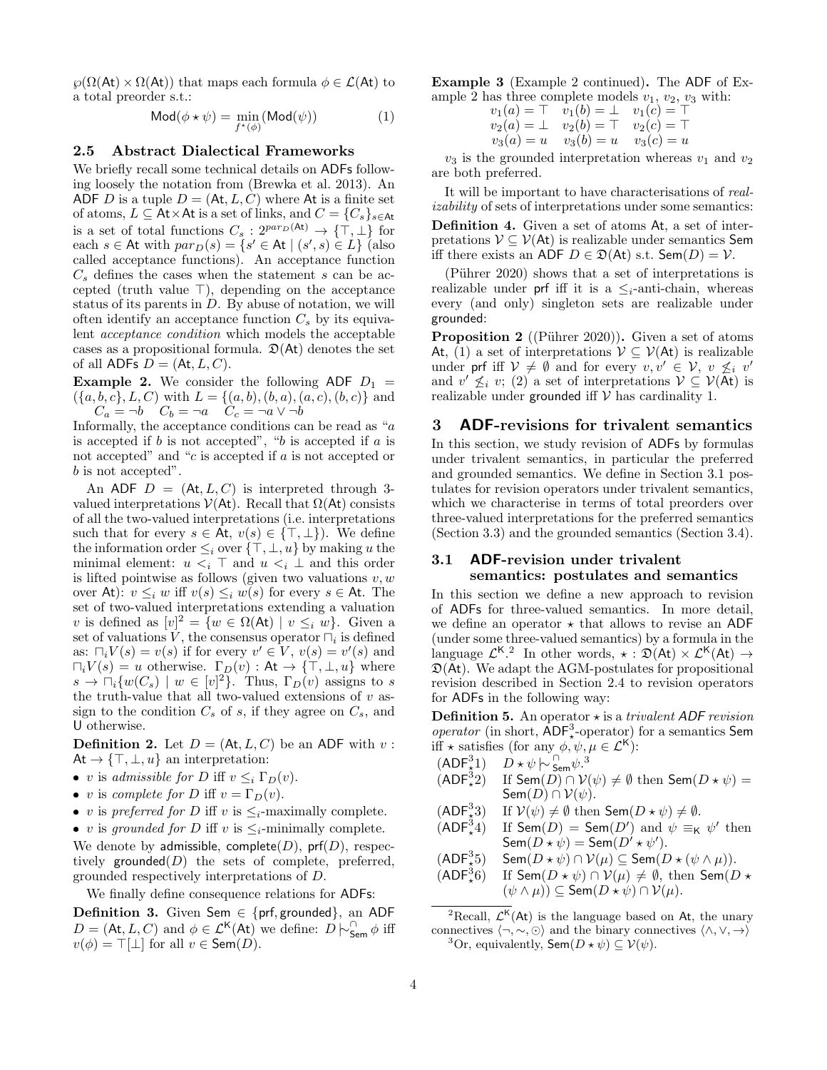$\wp(\Omega(\mathsf{At}) \times \Omega(\mathsf{At}))$ that maps each formula $\phi \in \mathcal{L}(\mathsf{At})$ to a total preorder s.t.:

$$\mathsf{Mod}(\phi \star \psi) = \min_{f^\star(\phi)}(\mathsf{Mod}(\psi)) \tag{1}$$

### 2.5 Abstract Dialectical Frameworks

We briefly recall some technical details on ADFs following loosely the notation from (Brewka et al. 2013). An ADF $D$ is a tuple $D = (\mathsf{At}, L, C)$ where $\mathsf{At}$ is a finite set of atoms, $L \subseteq \mathsf{At} \times \mathsf{At}$ is a set of links, and $C = \{C_s\}_{s \in \mathsf{At}}$ is a set of total functions $C_s : 2^{par_D(\mathsf{At})} \to \{\top, \bot\}$ for each $s \in \mathsf{At}$ with $par_D(s) = \{s' \in \mathsf{At} \mid (s', s) \in L\}$ (also called acceptance functions). An acceptance function $C_s$ defines the cases when the statement $s$ can be accepted (truth value $\top$), depending on the acceptance status of its parents in $D$. By abuse of notation, we will often identify an acceptance function $C_s$ by its equivalent *acceptance condition* which models the acceptable cases as a propositional formula. $\mathfrak{D}(\mathsf{At})$ denotes the set of all ADFs $D = (\mathsf{At}, L, C)$.

**Example 2.** We consider the following ADF $D_1 = (\{a, b, c\}, L, C)$ with $L = \{(a, b), (b, a), (a, c), (b, c)\}$ and
$C_a = \neg b \quad C_b = \neg a \quad C_c = \neg a \vee \neg b$
Informally, the acceptance conditions can be read as "$a$ is accepted if $b$ is not accepted", "$b$ is accepted if $a$ is not accepted" and "$c$ is accepted if $a$ is not accepted or $b$ is not accepted".

An ADF $D = (\mathsf{At}, L, C)$ is interpreted through 3-valued interpretations $\mathcal{V}(\mathsf{At})$. Recall that $\Omega(\mathsf{At})$ consists of all the two-valued interpretations (i.e. interpretations such that for every $s \in \mathsf{At}$, $v(s) \in \{\top, \bot\}$). We define the information order $\leq_i$ over $\{\top, \bot, u\}$ by making $u$ the minimal element: $u <_i \top$ and $u <_i \bot$ and this order is lifted pointwise as follows (given two valuations $v, w$ over $\mathsf{At}$): $v \leq_i w$ iff $v(s) \leq_i w(s)$ for every $s \in \mathsf{At}$. The set of two-valued interpretations extending a valuation $v$ is defined as $[v]^2 = \{w \in \Omega(\mathsf{At}) \mid v \leq_i w\}$. Given a set of valuations $V$, the consensus operator $\sqcap_i$ is defined as: $\sqcap_i V(s) = v(s)$ if for every $v' \in V$, $v(s) = v'(s)$ and $\sqcap_i V(s) = u$ otherwise. $\Gamma_D(v) : \mathsf{At} \to \{\top, \bot, u\}$ where $s \to \sqcap_i \{w(C_s) \mid w \in [v]^2\}$. Thus, $\Gamma_D(v)$ assigns to $s$ the truth-value that all two-valued extensions of $v$ assign to the condition $C_s$ of $s$, if they agree on $C_s$, and U otherwise.

**Definition 2.** Let $D = (\mathsf{At}, L, C)$ be an ADF with $v : \mathsf{At} \to \{\top, \bot, u\}$ an interpretation:

- $v$ is *admissible for* $D$ iff $v \leq_i \Gamma_D(v)$.
- $v$ is *complete for* $D$ iff $v = \Gamma_D(v)$.
- $v$ is *preferred for* $D$ iff $v$ is $\leq_i$-maximally complete.
- $v$ is *grounded for* $D$ iff $v$ is $\leq_i$-minimally complete.

We denote by $\mathsf{admissible}$, $\mathsf{complete}(D)$, $\mathsf{prf}(D)$, respectively $\mathsf{grounded}(D)$ the sets of complete, preferred, grounded respectively interpretations of $D$.

We finally define consequence relations for ADFs:

**Definition 3.** Given $\mathsf{Sem} \in \{\mathsf{prf}, \mathsf{grounded}\}$, an ADF $D = (\mathsf{At}, L, C)$ and $\phi \in \mathcal{L}^{\mathsf{K}}(\mathsf{At})$ we define: $D \mathrel{|\!\!\sim}^{\cap}_{\mathsf{Sem}} \phi$ iff $v(\phi) = \top[\bot]$ for all $v \in \mathsf{Sem}(D)$.

**Example 3** (Example 2 continued)**.** The ADF of Example 2 has three complete models $v_1$, $v_2$, $v_3$ with:
$v_1(a) = \top \quad v_1(b) = \bot \quad v_1(c) = \top$
$v_2(a) = \bot \quad v_2(b) = \top \quad v_2(c) = \top$
$v_3(a) = u \quad v_3(b) = u \quad v_3(c) = u$

$v_3$ is the grounded interpretation whereas $v_1$ and $v_2$ are both preferred.

It will be important to have characterisations of *realizability* of sets of interpretations under some semantics:

**Definition 4.** Given a set of atoms $\mathsf{At}$, a set of interpretations $\mathcal{V} \subseteq \mathcal{V}(\mathsf{At})$ is realizable under semantics $\mathsf{Sem}$ iff there exists an ADF $D \in \mathfrak{D}(\mathsf{At})$ s.t. $\mathsf{Sem}(D) = \mathcal{V}$.

(Pührer 2020) shows that a set of interpretations is realizable under $\mathsf{prf}$ iff it is a $\leq_i$-anti-chain, whereas every (and only) singleton sets are realizable under $\mathsf{grounded}$:

**Proposition 2** ((Pührer 2020))**.** Given a set of atoms $\mathsf{At}$, (1) a set of interpretations $\mathcal{V} \subseteq \mathcal{V}(\mathsf{At})$ is realizable under $\mathsf{prf}$ iff $\mathcal{V} \neq \emptyset$ and for every $v, v' \in \mathcal{V}$, $v \not\leq_i v'$ and $v' \not\leq_i v$; (2) a set of interpretations $\mathcal{V} \subseteq \mathcal{V}(\mathsf{At})$ is realizable under $\mathsf{grounded}$ iff $\mathcal{V}$ has cardinality 1.

## 3 ADF-revisions for trivalent semantics

In this section, we study revision of ADFs by formulas under trivalent semantics, in particular the preferred and grounded semantics. We define in Section 3.1 postulates for revision operators under trivalent semantics, which we characterise in terms of total preorders over three-valued interpretations for the preferred semantics (Section 3.3) and the grounded semantics (Section 3.4).

### 3.1 ADF-revision under trivalent semantics: postulates and semantics

In this section we define a new approach to revision of ADFs for three-valued semantics. In more detail, we define an operator $\star$ that allows to revise an ADF (under some three-valued semantics) by a formula in the language $\mathcal{L}^{\mathsf{K}}$.[2] In other words, $\star : \mathfrak{D}(\mathsf{At}) \times \mathcal{L}^{\mathsf{K}}(\mathsf{At}) \to \mathfrak{D}(\mathsf{At})$. We adapt the AGM-postulates for propositional revision described in Section 2.4 to revision operators for ADFs in the following way:

**Definition 5.** An operator $\star$ is a *trivalent ADF revision operator* (in short, $\mathsf{ADF}^3_\star$-operator) for a semantics $\mathsf{Sem}$ iff $\star$ satisfies (for any $\phi, \psi, \mu \in \mathcal{L}^{\mathsf{K}}$):

- ($\mathsf{ADF}^3_\star 1$) $D \star \psi \mathrel{|\!\!\sim}^{\cap}_{\mathsf{Sem}} \psi$.[3]
- ($\mathsf{ADF}^3_\star 2$) If $\mathsf{Sem}(D) \cap \mathcal{V}(\psi) \neq \emptyset$ then $\mathsf{Sem}(D \star \psi) = \mathsf{Sem}(D) \cap \mathcal{V}(\psi)$.
- ($\mathsf{ADF}^3_\star 3$) If $\mathcal{V}(\psi) \neq \emptyset$ then $\mathsf{Sem}(D \star \psi) \neq \emptyset$.
- ($\mathsf{ADF}^3_\star 4$) If $\mathsf{Sem}(D) = \mathsf{Sem}(D')$ and $\psi \equiv_{\mathsf{K}} \psi'$ then $\mathsf{Sem}(D \star \psi) = \mathsf{Sem}(D' \star \psi')$.
- ($\mathsf{ADF}^3_\star 5$) $\mathsf{Sem}(D \star \psi) \cap \mathcal{V}(\mu) \subseteq \mathsf{Sem}(D \star (\psi \wedge \mu))$.
- ($\mathsf{ADF}^3_\star 6$) If $\mathsf{Sem}(D \star \psi) \cap \mathcal{V}(\mu) \neq \emptyset$, then $\mathsf{Sem}(D \star (\psi \wedge \mu)) \subseteq \mathsf{Sem}(D \star \psi) \cap \mathcal{V}(\mu)$.

[2] Recall, $\mathcal{L}^{\mathsf{K}}(\mathsf{At})$ is the language based on $\mathsf{At}$, the unary connectives $\langle \neg, \sim, \odot \rangle$ and the binary connectives $\langle \wedge, \vee, \to \rangle$

[3] Or, equivalently, $\mathsf{Sem}(D \star \psi) \subseteq \mathcal{V}(\psi)$.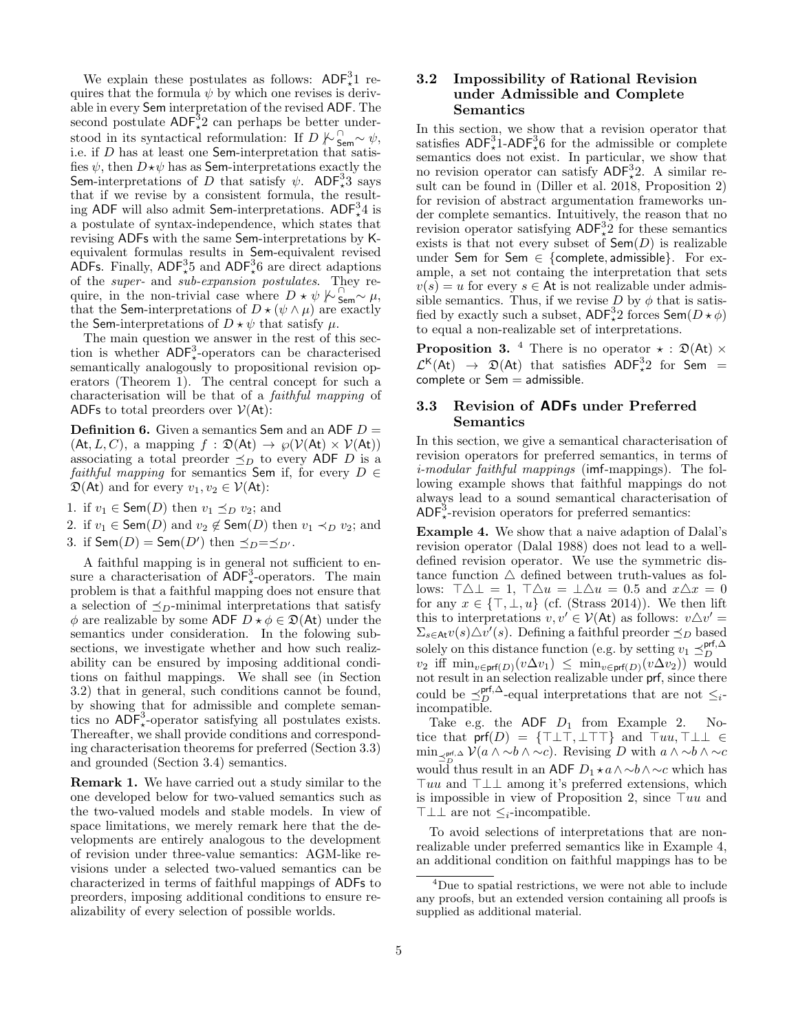We explain these postulates as follows: $\mathsf{ADF}^3_\star 1$ requires that the formula $\psi$ by which one revises is derivable in every $\mathsf{Sem}$ interpretation of the revised $\mathsf{ADF}$. The second postulate $\mathsf{ADF}^3_\star 2$ can perhaps be better understood in its syntactical reformulation: If $D \not\mid\!\sim^{\cap}_{\mathsf{Sem}} \sim \psi$, i.e. if $D$ has at least one $\mathsf{Sem}$-interpretation that satisfies $\psi$, then $D \star \psi$ has as $\mathsf{Sem}$-interpretations exactly the $\mathsf{Sem}$-interpretations of $D$ that satisfy $\psi$. $\mathsf{ADF}^3_\star 3$ says that if we revise by a consistent formula, the resulting $\mathsf{ADF}$ will also admit $\mathsf{Sem}$-interpretations. $\mathsf{ADF}^3_\star 4$ is a postulate of syntax-independence, which states that revising $\mathsf{ADF}$s with the same $\mathsf{Sem}$-interpretations by $\mathsf{K}$-equivalent formulas results in $\mathsf{Sem}$-equivalent revised $\mathsf{ADF}$s. Finally, $\mathsf{ADF}^3_\star 5$ and $\mathsf{ADF}^3_\star 6$ are direct adaptions of the *super-* and *sub-expansion postulates*. They require, in the non-trivial case where $D \star \psi \not\mid\!\sim^{\cap}_{\mathsf{Sem}} \sim \mu$, that the $\mathsf{Sem}$-interpretations of $D \star (\psi \wedge \mu)$ are exactly the $\mathsf{Sem}$-interpretations of $D \star \psi$ that satisfy $\mu$.

The main question we answer in the rest of this section is whether $\mathsf{ADF}^3_\star$-operators can be characterised semantically analogously to propositional revision operators (Theorem 1). The central concept for such a characterisation will be that of a *faithful mapping* of $\mathsf{ADF}$s to total preorders over $\mathcal{V}(\mathsf{At})$:

**Definition 6.** Given a semantics $\mathsf{Sem}$ and an $\mathsf{ADF}$ $D = (\mathsf{At}, L, C)$, a mapping $f : \mathfrak{D}(\mathsf{At}) \to \wp(\mathcal{V}(\mathsf{At}) \times \mathcal{V}(\mathsf{At}))$ associating a total preorder $\preceq_D$ to every $\mathsf{ADF}$ $D$ is a *faithful mapping* for semantics $\mathsf{Sem}$ if, for every $D \in \mathfrak{D}(\mathsf{At})$ and for every $v_1, v_2 \in \mathcal{V}(\mathsf{At})$:

1. if $v_1 \in \mathsf{Sem}(D)$ then $v_1 \preceq_D v_2$; and
2. if $v_1 \in \mathsf{Sem}(D)$ and $v_2 \notin \mathsf{Sem}(D)$ then $v_1 \prec_D v_2$; and
3. if $\mathsf{Sem}(D) = \mathsf{Sem}(D')$ then $\preceq_D = \preceq_{D'}$.

A faithful mapping is in general not sufficient to ensure a characterisation of $\mathsf{ADF}^3_\star$-operators. The main problem is that a faithful mapping does not ensure that a selection of $\preceq_D$-minimal interpretations that satisfy $\phi$ are realizable by some $\mathsf{ADF}$ $D \star \phi \in \mathfrak{D}(\mathsf{At})$ under the semantics under consideration. In the following subsections, we investigate whether and how such realizability can be ensured by imposing additional conditions on faithul mappings. We shall see (in Section 3.2) that in general, such conditions cannot be found, by showing that for admissible and complete semantics no $\mathsf{ADF}^3_\star$-operator satisfying all postulates exists. Thereafter, we shall provide conditions and corresponding characterisation theorems for preferred (Section 3.3) and grounded (Section 3.4) semantics.

**Remark 1.** We have carried out a study similar to the one developed below for two-valued semantics such as the two-valued models and stable models. In view of space limitations, we merely remark here that the developments are entirely analogous to the development of revision under three-value semantics: AGM-like revisions under a selected two-valued semantics can be characterized in terms of faithful mappings of $\mathsf{ADF}$s to preorders, imposing additional conditions to ensure realizability of every selection of possible worlds.

### 3.2 Impossibility of Rational Revision under Admissible and Complete Semantics

In this section, we show that a revision operator that satisfies $\mathsf{ADF}^3_\star 1$-$\mathsf{ADF}^3_\star 6$ for the admissible or complete semantics does not exist. In particular, we show that no revision operator can satisfy $\mathsf{ADF}^3_\star 2$. A similar result can be found in (Diller et al. 2018, Proposition 2) for revision of abstract argumentation frameworks under complete semantics. Intuitively, the reason that no revision operator satisfying $\mathsf{ADF}^3_\star 2$ for these semantics exists is that not every subset of $\mathsf{Sem}(D)$ is realizable under $\mathsf{Sem}$ for $\mathsf{Sem} \in \{\mathsf{complete}, \mathsf{admissible}\}$. For example, a set not containg the interpretation that sets $v(s) = u$ for every $s \in \mathsf{At}$ is not realizable under admissible semantics. Thus, if we revise $D$ by $\phi$ that is satisfied by exactly such a subset, $\mathsf{ADF}^3_\star 2$ forces $\mathsf{Sem}(D \star \phi)$ to equal a non-realizable set of interpretations.

**Proposition 3.** [4] There is no operator $\star : \mathfrak{D}(\mathsf{At}) \times \mathcal{L}^{\mathsf{K}}(\mathsf{At}) \to \mathfrak{D}(\mathsf{At})$ that satisfies $\mathsf{ADF}^3_\star 2$ for $\mathsf{Sem} = \mathsf{complete}$ or $\mathsf{Sem} = \mathsf{admissible}$.

### 3.3 Revision of ADFs under Preferred Semantics

In this section, we give a semantical characterisation of revision operators for preferred semantics, in terms of *i-modular faithful mappings* ($\mathsf{imf}$-mappings). The following example shows that faithful mappings do not always lead to a sound semantical characterisation of $\mathsf{ADF}^3_\star$-revision operators for preferred semantics:

**Example 4.** We show that a naive adaption of Dalal's revision operator (Dalal 1988) does not lead to a well-defined revision operator. We use the symmetric distance function $\triangle$ defined between truth-values as follows: $\top \triangle \bot = 1$, $\top \triangle u = \bot \triangle u = 0.5$ and $x \triangle x = 0$ for any $x \in \{\top, \bot, u\}$ (cf. (Strass 2014)). We then lift this to interpretations $v, v' \in \mathcal{V}(\mathsf{At})$ as follows: $v \triangle v' = \Sigma_{s \in \mathsf{At}} v(s) \triangle v'(s)$. Defining a faithful preorder $\preceq_D$ based solely on this distance function (e.g. by setting $v_1 \preceq^{\mathsf{prf},\Delta}_D v_2$ iff $\min_{v \in \mathsf{prf}(D)}(v \Delta v_1) \leq \min_{v \in \mathsf{prf}(D)}(v \Delta v_2)$) would not result in an selection realizable under $\mathsf{prf}$, since there could be $\preceq^{\mathsf{prf},\Delta}_D$-equal interpretations that are not $\leq_i$-incompatible.

Take e.g. the $\mathsf{ADF}$ $D_1$ from Example 2. Notice that $\mathsf{prf}(D) = \{\top\bot\top, \bot\top\top\}$ and $\top uu, \top\bot\bot \in \min_{\preceq^{\mathsf{prf},\Delta}_D} \mathcal{V}(a \wedge \sim b \wedge \sim c)$. Revising $D$ with $a \wedge \sim b \wedge \sim c$ would thus result in an $\mathsf{ADF}$ $D_1 \star a \wedge \sim b \wedge \sim c$ which has $\top uu$ and $\top\bot\bot$ among it's preferred extensions, which is impossible in view of Proposition 2, since $\top uu$ and $\top\bot\bot$ are not $\leq_i$-incompatible.

To avoid selections of interpretations that are non-realizable under preferred semantics like in Example 4, an additional condition on faithful mappings has to be

[4] Due to spatial restrictions, we were not able to include any proofs, but an extended version containing all proofs is supplied as additional material.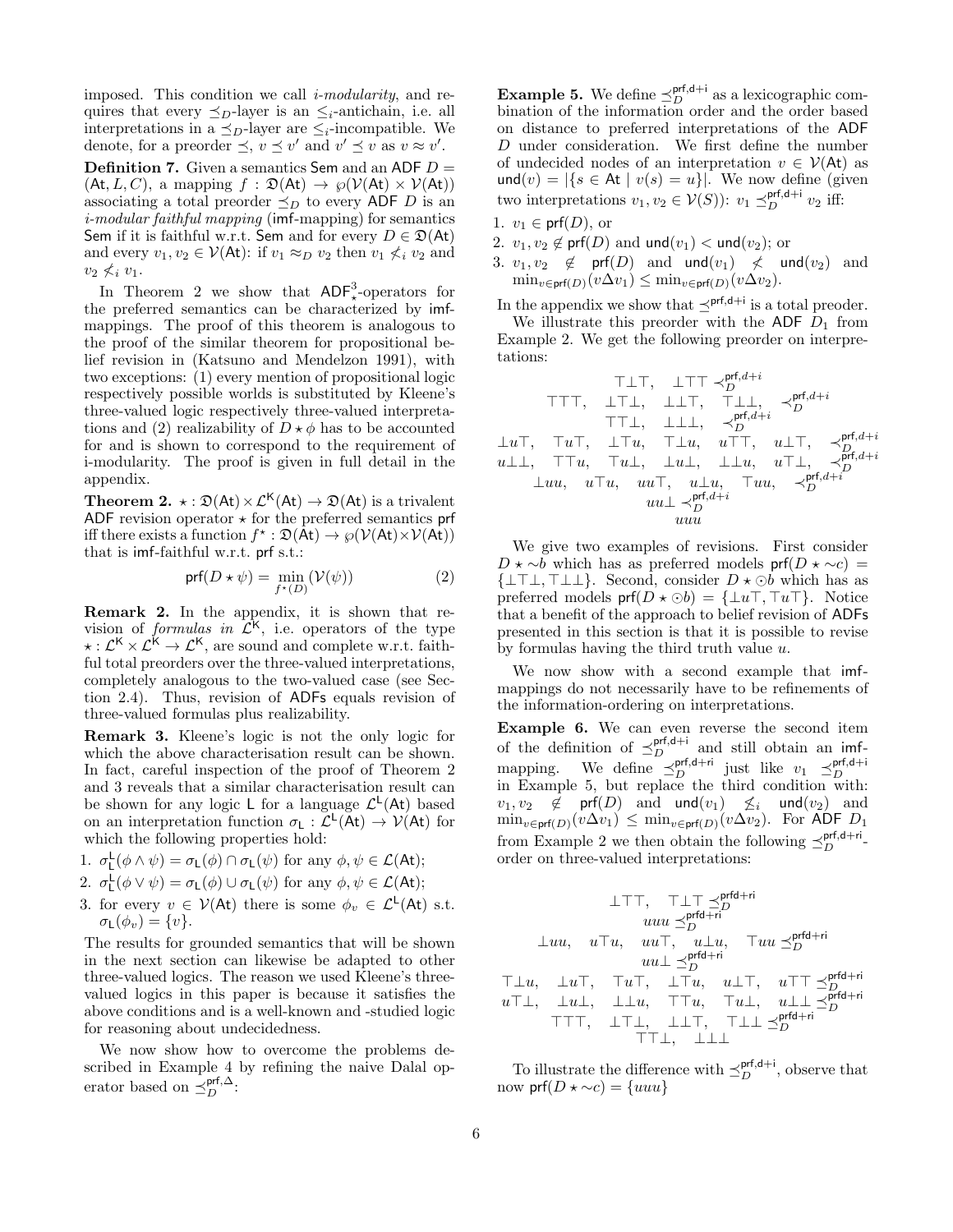imposed. This condition we call *i-modularity*, and requires that every $\preceq_D$-layer is an $\leq_i$-antichain, i.e. all interpretations in a $\preceq_D$-layer are $\leq_i$-incompatible. We denote, for a preorder $\preceq$, $v \preceq v'$ and $v' \preceq v$ as $v \approx v'$.

**Definition 7.** Given a semantics $\mathsf{Sem}$ and an ADF $D = (\mathsf{At}, L, C)$, a mapping $f : \mathfrak{D}(\mathsf{At}) \to \wp(\mathcal{V}(\mathsf{At}) \times \mathcal{V}(\mathsf{At}))$ associating a total preorder $\preceq_D$ to every ADF $D$ is an *i-modular faithful mapping* (imf-mapping) for semantics $\mathsf{Sem}$ if it is faithful w.r.t. $\mathsf{Sem}$ and for every $D \in \mathfrak{D}(\mathsf{At})$ and every $v_1, v_2 \in \mathcal{V}(\mathsf{At})$: if $v_1 \approx_D v_2$ then $v_1 \not<_i v_2$ and $v_2 \not<_i v_1$.

In Theorem 2 we show that $\mathsf{ADF}^3_\star$-operators for the preferred semantics can be characterized by imf-mappings. The proof of this theorem is analogous to the proof of the similar theorem for propositional belief revision in (Katsuno and Mendelzon 1991), with two exceptions: (1) every mention of propositional logic respectively possible worlds is substituted by Kleene's three-valued logic respectively three-valued interpretations and (2) realizability of $D \star \phi$ has to be accounted for and is shown to correspond to the requirement of i-modularity. The proof is given in full detail in the appendix.

**Theorem 2.** $\star : \mathfrak{D}(\mathsf{At}) \times \mathcal{L}^{\mathsf{K}}(\mathsf{At}) \to \mathfrak{D}(\mathsf{At})$ is a trivalent ADF revision operator $\star$ for the preferred semantics $\mathsf{prf}$ iff there exists a function $f^\star : \mathfrak{D}(\mathsf{At}) \to \wp(\mathcal{V}(\mathsf{At}) \times \mathcal{V}(\mathsf{At}))$ that is imf-faithful w.r.t. $\mathsf{prf}$ s.t.:

$$\mathsf{prf}(D \star \psi) = \min_{f^\star(D)} (\mathcal{V}(\psi)) \tag{2}$$

**Remark 2.** In the appendix, it is shown that revision of *formulas in* $\mathcal{L}^{\mathsf{K}}$, i.e. operators of the type $\star : \mathcal{L}^{\mathsf{K}} \times \mathcal{L}^{\mathsf{K}} \to \mathcal{L}^{\mathsf{K}}$, are sound and complete w.r.t. faithful total preorders over the three-valued interpretations, completely analogous to the two-valued case (see Section 2.4). Thus, revision of ADFs equals revision of three-valued formulas plus realizability.

**Remark 3.** Kleene's logic is not the only logic for which the above characterisation result can be shown. In fact, careful inspection of the proof of Theorem 2 and 3 reveals that a similar characterisation result can be shown for any logic $\mathsf{L}$ for a language $\mathcal{L}^{\mathsf{L}}(\mathsf{At})$ based on an interpretation function $\sigma_{\mathsf{L}} : \mathcal{L}^{\mathsf{L}}(\mathsf{At}) \to \mathcal{V}(\mathsf{At})$ for which the following properties hold:

1. $\sigma^{\mathsf{L}}_{\mathsf{L}}(\phi \wedge \psi) = \sigma_{\mathsf{L}}(\phi) \cap \sigma_{\mathsf{L}}(\psi)$ for any $\phi, \psi \in \mathcal{L}(\mathsf{At})$;
2. $\sigma^{\mathsf{L}}_{\mathsf{L}}(\phi \vee \psi) = \sigma_{\mathsf{L}}(\phi) \cup \sigma_{\mathsf{L}}(\psi)$ for any $\phi, \psi \in \mathcal{L}(\mathsf{At})$;
3. for every $v \in \mathcal{V}(\mathsf{At})$ there is some $\phi_v \in \mathcal{L}^{\mathsf{L}}(\mathsf{At})$ s.t. $\sigma_{\mathsf{L}}(\phi_v) = \{v\}$.

The results for grounded semantics that will be shown in the next section can likewise be adapted to other three-valued logics. The reason we used Kleene's three-valued logics in this paper is because it satisfies the above conditions and is a well-known and -studied logic for reasoning about undecidedness.

We now show how to overcome the problems described in Example 4 by refining the naive Dalal operator based on $\preceq^{\mathsf{prf},\Delta}_D$:

**Example 5.** We define $\preceq^{\mathsf{prf,d+i}}_D$ as a lexicographic combination of the information order and the order based on distance to preferred interpretations of the ADF $D$ under consideration. We first define the number of undecided nodes of an interpretation $v \in \mathcal{V}(\mathsf{At})$ as $\mathsf{und}(v) = |\{s \in \mathsf{At} \mid v(s) = u\}|$. We now define (given two interpretations $v_1, v_2 \in \mathcal{V}(S)$): $v_1 \preceq^{\mathsf{prf,d+i}}_D v_2$ iff:

1. $v_1 \in \mathsf{prf}(D)$, or
2. $v_1, v_2 \notin \mathsf{prf}(D)$ and $\mathsf{und}(v_1) < \mathsf{und}(v_2)$; or
3. $v_1, v_2 \notin \mathsf{prf}(D)$ and $\mathsf{und}(v_1) \not< \mathsf{und}(v_2)$ and $\min_{v \in \mathsf{prf}(D)}(v \Delta v_1) \leq \min_{v \in \mathsf{prf}(D)}(v \Delta v_2)$.

In the appendix we show that $\preceq^{\mathsf{prf,d+i}}$ is a total preoder.

We illustrate this preorder with the ADF $D_1$ from Example 2. We get the following preorder on interpretations:

$$\begin{array}{c}
\top\bot\top, \quad \bot\top\top \prec^{\mathsf{prf},d+i}_D \\
\top\top\top, \quad \bot\top\bot, \quad \bot\bot\top, \quad \top\bot\bot, \quad \prec^{\mathsf{prf},d+i}_D \\
\top\top\bot, \quad \bot\bot\bot, \quad \prec^{\mathsf{prf},d+i}_D \\
\bot u\top, \quad \top u\top, \quad \bot\top u, \quad \top\bot u, \quad u\top\top, \quad u\bot\top, \quad \prec^{\mathsf{prf},d+i}_D \\
u\bot\bot, \quad \top\top u, \quad \top u\bot, \quad \bot u\bot, \quad \bot\bot u, \quad u\top\bot, \quad \prec^{\mathsf{prf},d+i}_D \\
\bot uu, \quad u\top u, \quad uu\top, \quad u\bot u, \quad \top uu, \quad \prec^{\mathsf{prf},d+i}_D \\
uu\bot \prec^{\mathsf{prf},d+i}_D \\
uuu
\end{array}$$

We give two examples of revisions. First consider $D \star \sim b$ which has as preferred models $\mathsf{prf}(D \star \sim c) = \{\bot\top\bot, \top\bot\bot\}$. Second, consider $D \star \odot b$ which has as preferred models $\mathsf{prf}(D \star \odot b) = \{\bot u\top, \top u\top\}$. Notice that a benefit of the approach to belief revision of ADFs presented in this section is that it is possible to revise by formulas having the third truth value $u$.

We now show with a second example that imf-mappings do not necessarily have to be refinements of the information-ordering on interpretations.

**Example 6.** We can even reverse the second item of the definition of $\preceq^{\mathsf{prf,d+i}}_D$ and still obtain an imf-mapping. We define $\preceq^{\mathsf{prf,d+ri}}_D$ just like $v_1 \preceq^{\mathsf{prf,d+i}}_D$ in Example 5, but replace the third condition with: $v_1, v_2 \notin \mathsf{prf}(D)$ and $\mathsf{und}(v_1) \not\leq_i \mathsf{und}(v_2)$ and $\min_{v \in \mathsf{prf}(D)}(v \Delta v_1) \leq \min_{v \in \mathsf{prf}(D)}(v \Delta v_2)$. For ADF $D_1$ from Example 2 we then obtain the following $\preceq^{\mathsf{prf,d+ri}}_D$-order on three-valued interpretations:

$$\begin{array}{c}
\bot\top\top, \quad \top\bot\top \preceq^{\mathsf{prfd+ri}}_D \\
uuu \preceq^{\mathsf{prfd+ri}}_D \\
\bot uu, \quad u\top u, \quad uu\top, \quad u\bot u, \quad \top uu \preceq^{\mathsf{prfd+ri}}_D \\
uu\bot \preceq^{\mathsf{prfd+ri}}_D \\
\top\bot u, \quad \bot u\top, \quad \top u\top, \quad \bot\top u, \quad u\bot\top, \quad u\top\top \preceq^{\mathsf{prfd+ri}}_D \\
u\top\bot, \quad \bot u\bot, \quad \bot\bot u, \quad \top\top u, \quad \top u\bot, \quad u\bot\bot \preceq^{\mathsf{prfd+ri}}_D \\
\top\top\top, \quad \bot\top\bot, \quad \bot\bot\top, \quad \top\bot\bot \preceq^{\mathsf{prfd+ri}}_D \\
\top\top\bot, \quad \bot\bot\bot
\end{array}$$

To illustrate the difference with $\preceq^{\mathsf{prf,d+i}}_D$, observe that now $\mathsf{prf}(D \star \sim c) = \{uuu\}$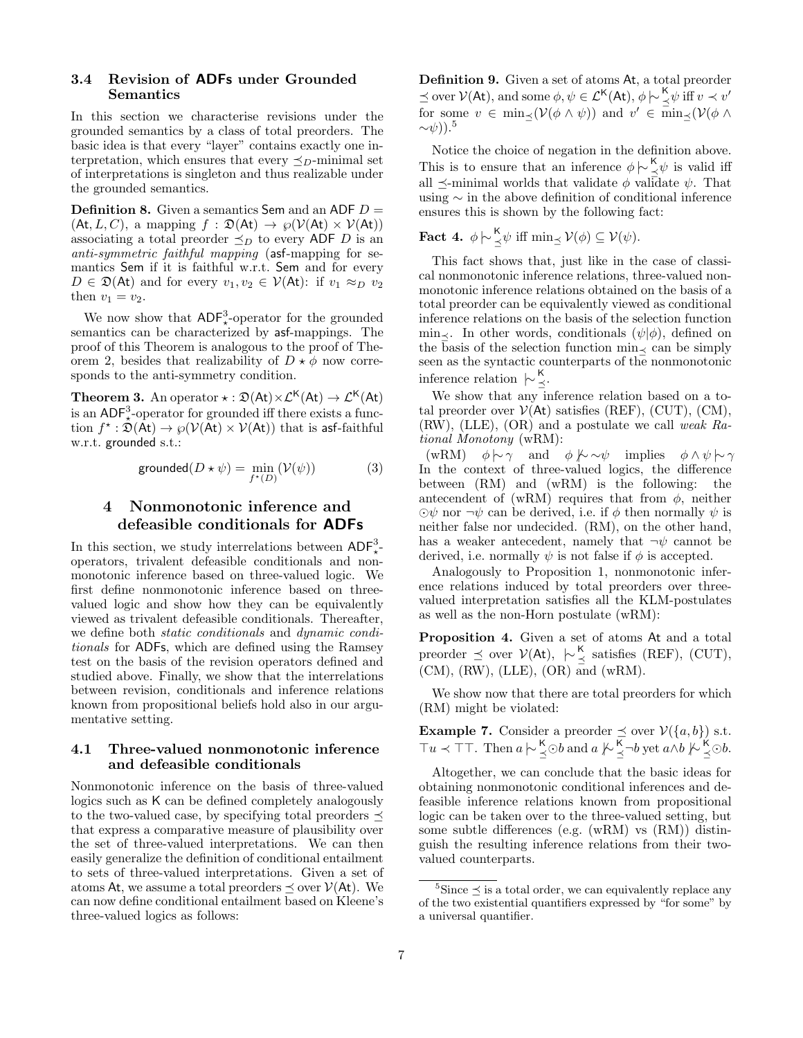### 3.4 Revision of ADFs under Grounded Semantics

In this section we characterise revisions under the grounded semantics by a class of total preorders. The basic idea is that every "layer" contains exactly one interpretation, which ensures that every $\preceq_D$-minimal set of interpretations is singleton and thus realizable under the grounded semantics.

**Definition 8.** Given a semantics $\mathsf{Sem}$ and an ADF $D = (\mathsf{At}, L, C)$, a mapping $f : \mathfrak{D}(\mathsf{At}) \to \wp(\mathcal{V}(\mathsf{At}) \times \mathcal{V}(\mathsf{At}))$ associating a total preorder $\preceq_D$ to every ADF $D$ is an *anti-symmetric faithful mapping* (asf-mapping for semantics $\mathsf{Sem}$ if it is faithful w.r.t. $\mathsf{Sem}$ and for every $D \in \mathfrak{D}(\mathsf{At})$ and for every $v_1, v_2 \in \mathcal{V}(\mathsf{At})$: if $v_1 \approx_D v_2$ then $v_1 = v_2$.

We now show that $\mathsf{ADF}^3_\star$-operator for the grounded semantics can be characterized by asf-mappings. The proof of this Theorem is analogous to the proof of Theorem 2, besides that realizability of $D \star \phi$ now corresponds to the anti-symmetry condition.

**Theorem 3.** An operator $\star : \mathfrak{D}(\mathsf{At}) \times \mathcal{L}^{\mathsf{K}}(\mathsf{At}) \to \mathcal{L}^{\mathsf{K}}(\mathsf{At})$ is an $\mathsf{ADF}^3_\star$-operator for grounded iff there exists a function $f^\star : \mathfrak{D}(\mathsf{At}) \to \wp(\mathcal{V}(\mathsf{At}) \times \mathcal{V}(\mathsf{At}))$ that is asf-faithful w.r.t. grounded s.t.:

$$\mathsf{grounded}(D \star \psi) = \min_{f^\star(D)}(\mathcal{V}(\psi)) \qquad (3)$$

## 4 Nonmonotonic inference and defeasible conditionals for ADFs

In this section, we study interrelations between $\mathsf{ADF}^3_\star$-operators, trivalent defeasible conditionals and nonmonotonic inference based on three-valued logic. We first define nonmonotonic inference based on three-valued logic and show how they can be equivalently viewed as trivalent defeasible conditionals. Thereafter, we define both *static conditionals* and *dynamic conditionals* for ADFs, which are defined using the Ramsey test on the basis of the revision operators defined and studied above. Finally, we show that the interrelations between revision, conditionals and inference relations known from propositional beliefs hold also in our argumentative setting.

### 4.1 Three-valued nonmonotonic inference and defeasible conditionals

Nonmonotonic inference on the basis of three-valued logics such as $\mathsf{K}$ can be defined completely analogously to the two-valued case, by specifying total preorders $\preceq$ that express a comparative measure of plausibility over the set of three-valued interpretations. We can then easily generalize the definition of conditional entailment to sets of three-valued interpretations. Given a set of atoms $\mathsf{At}$, we assume a total preorders $\preceq$ over $\mathcal{V}(\mathsf{At})$. We can now define conditional entailment based on Kleene's three-valued logics as follows:

**Definition 9.** Given a set of atoms $\mathsf{At}$, a total preorder $\preceq$ over $\mathcal{V}(\mathsf{At})$, and some $\phi, \psi \in \mathcal{L}^{\mathsf{K}}(\mathsf{At})$, $\phi \mathrel{|\!\!\sim}^{\mathsf{K}}_{\preceq} \psi$ iff $v \prec v'$ for some $v \in \min_\preceq(\mathcal{V}(\phi \wedge \psi))$ and $v' \in \min_\preceq(\mathcal{V}(\phi \wedge \sim\psi))$.[5]

Notice the choice of negation in the definition above. This is to ensure that an inference $\phi \mathrel{|\!\!\sim}^{\mathsf{K}}_{\preceq} \psi$ is valid iff all $\preceq$-minimal worlds that validate $\phi$ validate $\psi$. That using $\sim$ in the above definition of conditional inference ensures this is shown by the following fact:

**Fact 4.** $\phi \mathrel{|\!\!\sim}^{\mathsf{K}}_{\preceq} \psi$ iff $\min_\preceq \mathcal{V}(\phi) \subseteq \mathcal{V}(\psi)$.

This fact shows that, just like in the case of classical nonmonotonic inference relations, three-valued nonmonotonic inference relations obtained on the basis of a total preorder can be equivalently viewed as conditional inference relations on the basis of the selection function $\min_\preceq$. In other words, conditionals $(\psi|\phi)$, defined on the basis of the selection function $\min_\preceq$ can be simply seen as the syntactic counterparts of the nonmonotonic inference relation $\mathrel{|\!\!\sim}^{\mathsf{K}}_{\preceq}$.

We show that any inference relation based on a total preorder over $\mathcal{V}(\mathsf{At})$ satisfies (REF), (CUT), (CM), (RW), (LLE), (OR) and a postulate we call *weak Rational Monotony* (wRM):

(wRM) $\quad \phi \mathrel{|\!\!\sim} \gamma$ and $\phi \not\mathrel{|\!\!\sim} \sim\psi$ implies $\phi \wedge \psi \mathrel{|\!\!\sim} \gamma$

In the context of three-valued logics, the difference between (RM) and (wRM) is the following: the antecendent of (wRM) requires that from $\phi$, neither $\odot\psi$ nor $\neg\psi$ can be derived, i.e. if $\phi$ then normally $\psi$ is neither false nor undecided. (RM), on the other hand, has a weaker antecedent, namely that $\neg\psi$ cannot be derived, i.e. normally $\psi$ is not false if $\phi$ is accepted.

Analogously to Proposition 1, nonmonotonic inference relations induced by total preorders over three-valued interpretation satisfies all the KLM-postulates as well as the non-Horn postulate (wRM):

**Proposition 4.** Given a set of atoms $\mathsf{At}$ and a total preorder $\preceq$ over $\mathcal{V}(\mathsf{At})$, $\mathrel{|\!\!\sim}^{\mathsf{K}}_{\preceq}$ satisfies (REF), (CUT), (CM), (RW), (LLE), (OR) and (wRM).

We show now that there are total preorders for which (RM) might be violated:

**Example 7.** Consider a preorder $\preceq$ over $\mathcal{V}(\{a,b\})$ s.t. $\top u \prec \top\top$. Then $a \mathrel{|\!\!\sim}^{\mathsf{K}}_{\preceq} \odot b$ and $a \not\mathrel{|\!\!\sim}^{\mathsf{K}}_{\preceq} \neg b$ yet $a \wedge b \not\mathrel{|\!\!\sim}^{\mathsf{K}}_{\preceq} \odot b$.

Altogether, we can conclude that the basic ideas for obtaining nonmonotonic conditional inferences and defeasible inference relations known from propositional logic can be taken over to the three-valued setting, but some subtle differences (e.g. (wRM) vs (RM)) distinguish the resulting inference relations from their two-valued counterparts.

[5] Since $\preceq$ is a total order, we can equivalently replace any of the two existential quantifiers expressed by "for some" by a universal quantifier.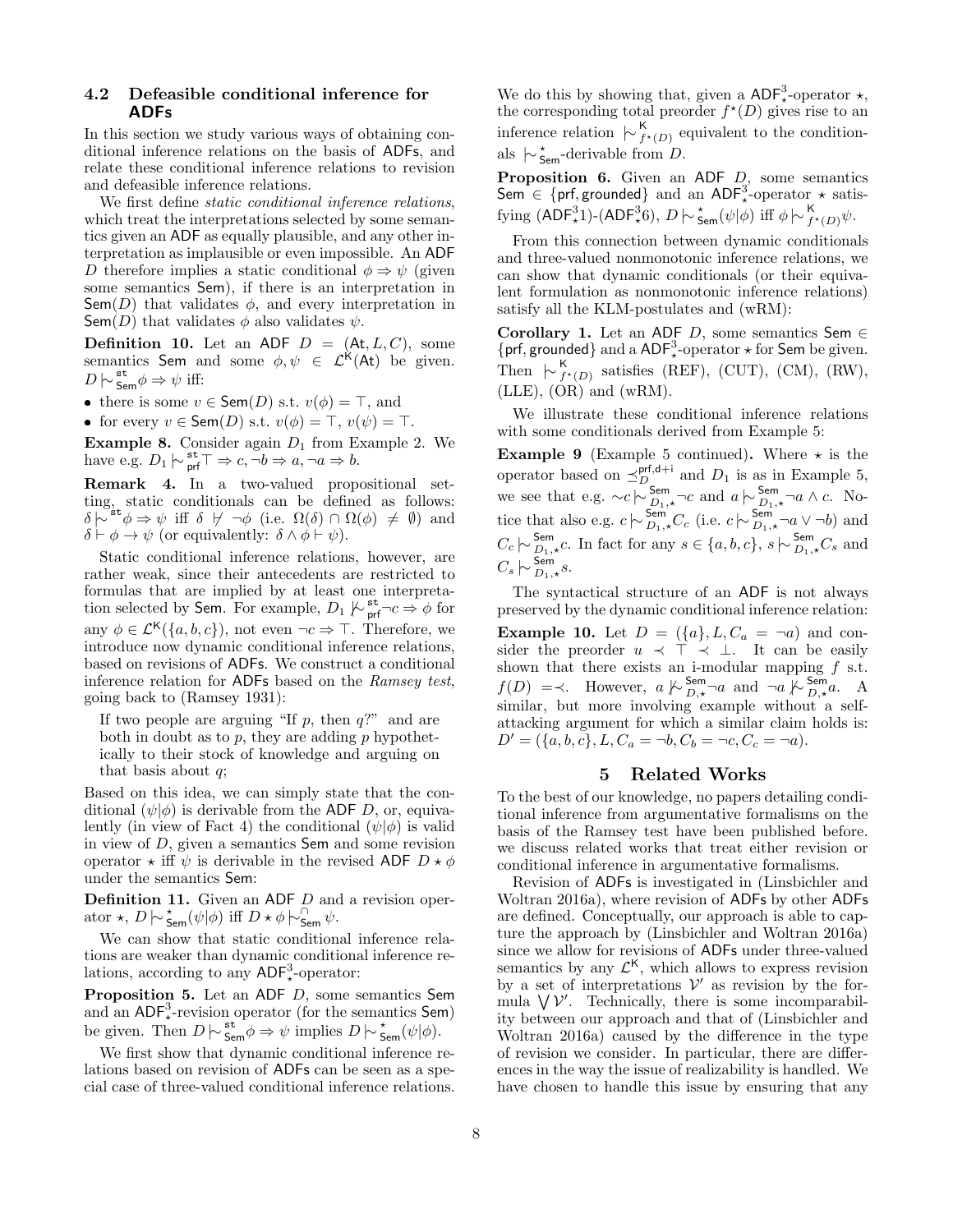### 4.2 Defeasible conditional inference for ADFs

In this section we study various ways of obtaining conditional inference relations on the basis of ADFs, and relate these conditional inference relations to revision and defeasible inference relations.

We first define *static conditional inference relations*, which treat the interpretations selected by some semantics given an ADF as equally plausible, and any other interpretation as implausible or even impossible. An ADF $D$ therefore implies a static conditional $\phi \Rightarrow \psi$ (given some semantics Sem), if there is an interpretation in $\mathsf{Sem}(D)$ that validates $\phi$, and every interpretation in $\mathsf{Sem}(D)$ that validates $\phi$ also validates $\psi$.

**Definition 10.** Let an ADF $D = (\mathsf{At}, L, C)$, some semantics Sem and some $\phi, \psi \in \mathcal{L}^{\mathsf{K}}(\mathsf{At})$ be given. $D \mid\!\sim^{\mathsf{st}}_{\mathsf{Sem}} \phi \Rightarrow \psi$ iff:

- there is some $v \in \mathsf{Sem}(D)$ s.t. $v(\phi) = \top$, and
- for every $v \in \mathsf{Sem}(D)$ s.t. $v(\phi) = \top$, $v(\psi) = \top$.

**Example 8.** Consider again $D_1$ from Example 2. We have e.g. $D_1 \mid\!\sim^{\mathsf{st}}_{\mathsf{prf}} \top \Rightarrow c, \neg b \Rightarrow a, \neg a \Rightarrow b$.

**Remark 4.** In a two-valued propositional setting, static conditionals can be defined as follows: $\delta \mid\!\sim^{\mathsf{st}} \phi \Rightarrow \psi$ iff $\delta \not\vdash \neg\phi$ (i.e. $\Omega(\delta) \cap \Omega(\phi) \neq \emptyset$) and $\delta \vdash \phi \to \psi$ (or equivalently: $\delta \wedge \phi \vdash \psi$).

Static conditional inference relations, however, are rather weak, since their antecedents are restricted to formulas that are implied by at least one interpretation selected by Sem. For example, $D_1 \not\mid\!\sim^{\mathsf{st}}_{\mathsf{prf}} \neg c \Rightarrow \phi$ for any $\phi \in \mathcal{L}^{\mathsf{K}}(\{a, b, c\})$, not even $\neg c \Rightarrow \top$. Therefore, we introduce now dynamic conditional inference relations, based on revisions of ADFs. We construct a conditional inference relation for ADFs based on the *Ramsey test*, going back to (Ramsey 1931):

> If two people are arguing "If $p$, then $q$?" and are both in doubt as to $p$, they are adding $p$ hypothetically to their stock of knowledge and arguing on that basis about $q$;

Based on this idea, we can simply state that the conditional $(\psi|\phi)$ is derivable from the ADF $D$, or, equivalently (in view of Fact 4) the conditional $(\psi|\phi)$ is valid in view of $D$, given a semantics Sem and some revision operator $\star$ iff $\psi$ is derivable in the revised ADF $D \star \phi$ under the semantics Sem:

**Definition 11.** Given an ADF $D$ and a revision operator $\star$, $D \mid\!\sim^{\star}_{\mathsf{Sem}} (\psi|\phi)$ iff $D \star \phi \mid\!\sim^{\cap}_{\mathsf{Sem}} \psi$.

We can show that static conditional inference relations are weaker than dynamic conditional inference relations, according to any $\mathsf{ADF}^3_\star$-operator:

**Proposition 5.** Let an ADF $D$, some semantics Sem and an $\mathsf{ADF}^3_\star$-revision operator (for the semantics Sem) be given. Then $D \mid\!\sim^{\mathsf{st}}_{\mathsf{Sem}} \phi \Rightarrow \psi$ implies $D \mid\!\sim^{\star}_{\mathsf{Sem}} (\psi|\phi)$.

We first show that dynamic conditional inference relations based on revision of ADFs can be seen as a special case of three-valued conditional inference relations. We do this by showing that, given a $\mathsf{ADF}^3_\star$-operator $\star$, the corresponding total preorder $f^\star(D)$ gives rise to an inference relation $\mid\!\sim^{\mathsf{K}}_{f^\star(D)}$ equivalent to the conditionals $\mid\!\sim^{\star}_{\mathsf{Sem}}$-derivable from $D$.

**Proposition 6.** Given an ADF $D$, some semantics $\mathsf{Sem} \in \{\mathsf{prf}, \mathsf{grounded}\}$ and an $\mathsf{ADF}^3_\star$-operator $\star$ satisfying $(\mathsf{ADF}^3_\star 1)$-$(\mathsf{ADF}^3_\star 6)$, $D \mid\!\sim^{\star}_{\mathsf{Sem}} (\psi|\phi)$ iff $\phi \mid\!\sim^{\mathsf{K}}_{f^\star(D)} \psi$.

From this connection between dynamic conditionals and three-valued nonmonotonic inference relations, we can show that dynamic conditionals (or their equivalent formulation as nonmonotonic inference relations) satisfy all the KLM-postulates and (wRM):

**Corollary 1.** Let an ADF $D$, some semantics $\mathsf{Sem} \in \{\mathsf{prf}, \mathsf{grounded}\}$ and a $\mathsf{ADF}^3_\star$-operator $\star$ for Sem be given. Then $\mid\!\sim^{\mathsf{K}}_{f^\star(D)}$ satisfies (REF), (CUT), (CM), (RW), (LLE), (OR) and (wRM).

We illustrate these conditional inference relations with some conditionals derived from Example 5:

**Example 9** (Example 5 continued)**.** Where $\star$ is the operator based on $\preceq^{\mathsf{prf,d+i}}_D$ and $D_1$ is as in Example 5, we see that e.g. $\sim c \mid\!\sim^{\mathsf{Sem}}_{D_1,\star} \neg c$ and $a \mid\!\sim^{\mathsf{Sem}}_{D_1,\star} \neg a \wedge c$. Notice that also e.g. $c \mid\!\sim^{\mathsf{Sem}}_{D_1,\star} C_c$ (i.e. $c \mid\!\sim^{\mathsf{Sem}}_{D_1,\star} \neg a \vee \neg b$) and $C_c \mid\!\sim^{\mathsf{Sem}}_{D_1,\star} c$. In fact for any $s \in \{a, b, c\}$, $s \mid\!\sim^{\mathsf{Sem}}_{D_1,\star} C_s$ and $C_s \mid\!\sim^{\mathsf{Sem}}_{D_1,\star} s$.

The syntactical structure of an ADF is not always preserved by the dynamic conditional inference relation:

**Example 10.** Let $D = (\{a\}, L, C_a = \neg a)$ and consider the preorder $u \prec \top \prec \bot$. It can be easily shown that there exists an i-modular mapping $f$ s.t. $f(D) = \prec$. However, $a \not\mid\!\sim^{\mathsf{Sem}}_{D,\star} \neg a$ and $\neg a \not\mid\!\sim^{\mathsf{Sem}}_{D,\star} a$. A similar, but more involving example without a self-attacking argument for which a similar claim holds is: $D' = (\{a, b, c\}, L, C_a = \neg b, C_b = \neg c, C_c = \neg a)$.

## 5 Related Works

To the best of our knowledge, no papers detailing conditional inference from argumentative formalisms on the basis of the Ramsey test have been published before. we discuss related works that treat either revision or conditional inference in argumentative formalisms.

Revision of ADFs is investigated in (Linsbichler and Woltran 2016a), where revision of ADFs by other ADFs are defined. Conceptually, our approach is able to capture the approach by (Linsbichler and Woltran 2016a) since we allow for revisions of ADFs under three-valued semantics by any $\mathcal{L}^{\mathsf{K}}$, which allows to express revision by a set of interpretations $\mathcal{V}'$ as revision by the formula $\bigvee \mathcal{V}'$. Technically, there is some incomparability between our approach and that of (Linsbichler and Woltran 2016a) caused by the difference in the type of revision we consider. In particular, there are differences in the way the issue of realizability is handled. We have chosen to handle this issue by ensuring that any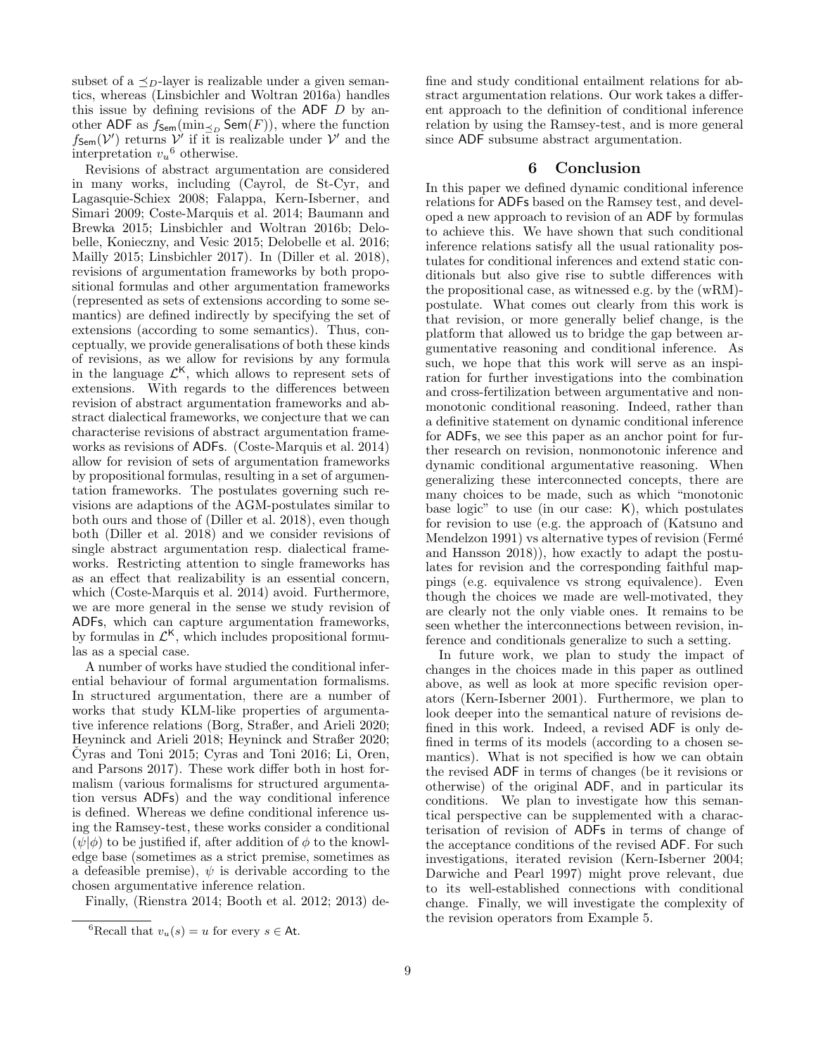subset of a $\preceq_D$-layer is realizable under a given semantics, whereas (Linsbichler and Woltran 2016a) handles this issue by defining revisions of the ADF $D$ by another ADF as $f_{\mathsf{Sem}}(\min_{\preceq_D} \mathsf{Sem}(F))$, where the function $f_{\mathsf{Sem}}(\mathcal{V}')$ returns $\mathcal{V}'$ if it is realizable under $\mathcal{V}'$ and the interpretation $v_u$[6] otherwise.

Revisions of abstract argumentation are considered in many works, including (Cayrol, de St-Cyr, and Lagasquie-Schiex 2008; Falappa, Kern-Isberner, and Simari 2009; Coste-Marquis et al. 2014; Baumann and Brewka 2015; Linsbichler and Woltran 2016b; Delobelle, Konieczny, and Vesic 2015; Delobelle et al. 2016; Mailly 2015; Linsbichler 2017). In (Diller et al. 2018), revisions of argumentation frameworks by both propositional formulas and other argumentation frameworks (represented as sets of extensions according to some semantics) are defined indirectly by specifying the set of extensions (according to some semantics). Thus, conceptually, we provide generalisations of both these kinds of revisions, as we allow for revisions by any formula in the language $\mathcal{L}^{\mathsf{K}}$, which allows to represent sets of extensions. With regards to the differences between revision of abstract argumentation frameworks and abstract dialectical frameworks, we conjecture that we can characterise revisions of abstract argumentation frameworks as revisions of ADFs. (Coste-Marquis et al. 2014) allow for revision of sets of argumentation frameworks by propositional formulas, resulting in a set of argumentation frameworks. The postulates governing such revisions are adaptions of the AGM-postulates similar to both ours and those of (Diller et al. 2018), even though both (Diller et al. 2018) and we consider revisions of single abstract argumentation resp. dialectical frameworks. Restricting attention to single frameworks has as an effect that realizability is an essential concern, which (Coste-Marquis et al. 2014) avoid. Furthermore, we are more general in the sense we study revision of ADFs, which can capture argumentation frameworks, by formulas in $\mathcal{L}^{\mathsf{K}}$, which includes propositional formulas as a special case.

A number of works have studied the conditional inferential behaviour of formal argumentation formalisms. In structured argumentation, there are a number of works that study KLM-like properties of argumentative inference relations (Borg, Straßer, and Arieli 2020; Heyninck and Arieli 2018; Heyninck and Straßer 2020; Čyras and Toni 2015; Cyras and Toni 2016; Li, Oren, and Parsons 2017). These work differ both in host formalism (various formalisms for structured argumentation versus ADFs) and the way conditional inference is defined. Whereas we define conditional inference using the Ramsey-test, these works consider a conditional $(\psi|\phi)$ to be justified if, after addition of $\phi$ to the knowledge base (sometimes as a strict premise, sometimes as a defeasible premise), $\psi$ is derivable according to the chosen argumentative inference relation.

Finally, (Rienstra 2014; Booth et al. 2012; 2013) define and study conditional entailment relations for abstract argumentation relations. Our work takes a different approach to the definition of conditional inference relation by using the Ramsey-test, and is more general since ADF subsume abstract argumentation.

[6] Recall that $v_u(s) = u$ for every $s \in \mathsf{At}$.

## 6 Conclusion

In this paper we defined dynamic conditional inference relations for ADFs based on the Ramsey test, and developed a new approach to revision of an ADF by formulas to achieve this. We have shown that such conditional inference relations satisfy all the usual rationality postulates for conditional inferences and extend static conditionals but also give rise to subtle differences with the propositional case, as witnessed e.g. by the (wRM)-postulate. What comes out clearly from this work is that revision, or more generally belief change, is the platform that allowed us to bridge the gap between argumentative reasoning and conditional inference. As such, we hope that this work will serve as an inspiration for further investigations into the combination and cross-fertilization between argumentative and nonmonotonic conditional reasoning. Indeed, rather than a definitive statement on dynamic conditional inference for ADFs, we see this paper as an anchor point for further research on revision, nonmonotonic inference and dynamic conditional argumentative reasoning. When generalizing these interconnected concepts, there are many choices to be made, such as which "monotonic base logic" to use (in our case: K), which postulates for revision to use (e.g. the approach of (Katsuno and Mendelzon 1991) vs alternative types of revision (Fermé and Hansson 2018)), how exactly to adapt the postulates for revision and the corresponding faithful mappings (e.g. equivalence vs strong equivalence). Even though the choices we made are well-motivated, they are clearly not the only viable ones. It remains to be seen whether the interconnections between revision, inference and conditionals generalize to such a setting.

In future work, we plan to study the impact of changes in the choices made in this paper as outlined above, as well as look at more specific revision operators (Kern-Isberner 2001). Furthermore, we plan to look deeper into the semantical nature of revisions defined in this work. Indeed, a revised ADF is only defined in terms of its models (according to a chosen semantics). What is not specified is how we can obtain the revised ADF in terms of changes (be it revisions or otherwise) of the original ADF, and in particular its conditions. We plan to investigate how this semantical perspective can be supplemented with a characterisation of revision of ADFs in terms of change of the acceptance conditions of the revised ADF. For such investigations, iterated revision (Kern-Isberner 2004; Darwiche and Pearl 1997) might prove relevant, due to its well-established connections with conditional change. Finally, we will investigate the complexity of the revision operators from Example 5.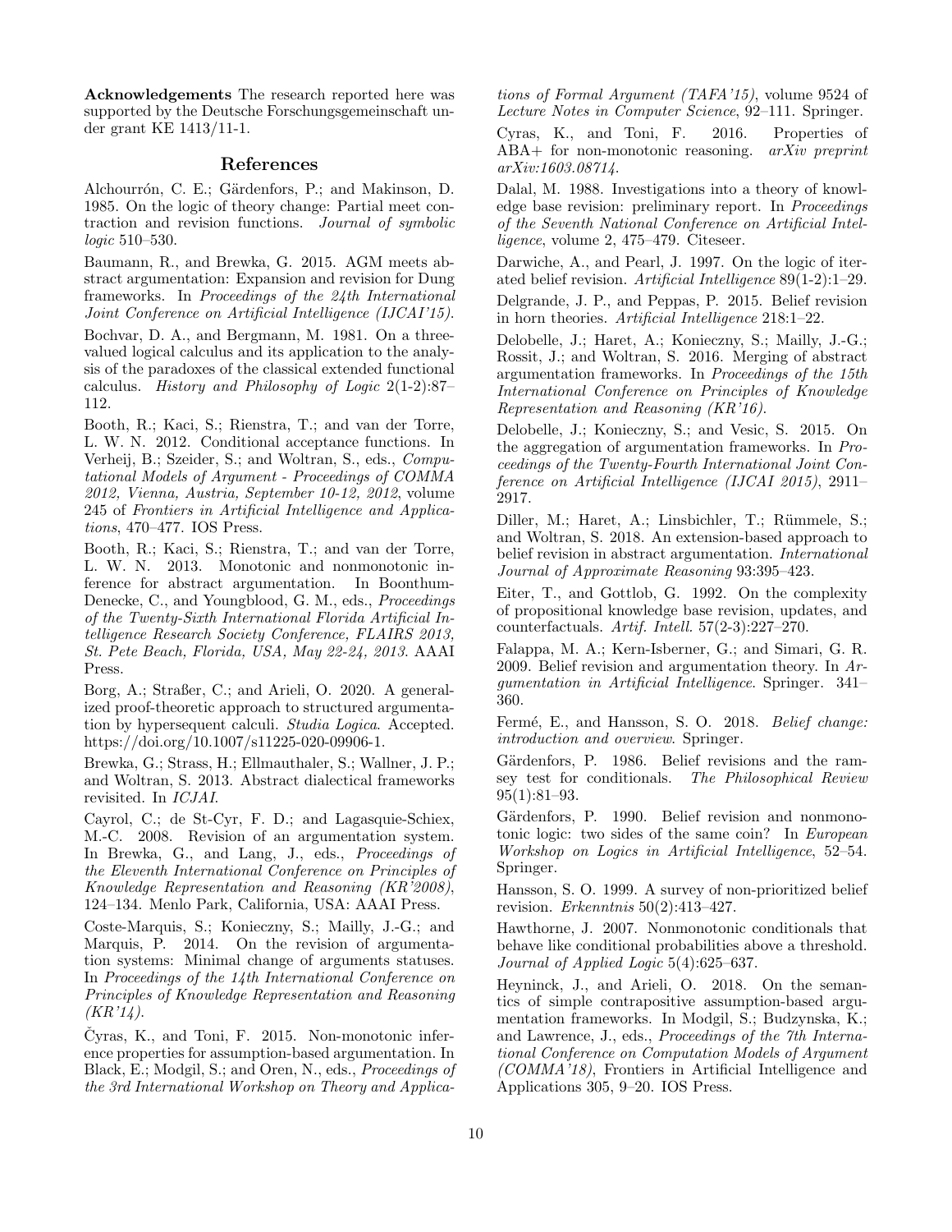**Acknowledgements** The research reported here was supported by the Deutsche Forschungsgemeinschaft under grant KE 1413/11-1.

## References

Alchourrón, C. E.; Gärdenfors, P.; and Makinson, D. 1985. On the logic of theory change: Partial meet contraction and revision functions. *Journal of symbolic logic* 510–530.

Baumann, R., and Brewka, G. 2015. AGM meets abstract argumentation: Expansion and revision for Dung frameworks. In *Proceedings of the 24th International Joint Conference on Artificial Intelligence (IJCAI'15)*.

Bochvar, D. A., and Bergmann, M. 1981. On a three-valued logical calculus and its application to the analysis of the paradoxes of the classical extended functional calculus. *History and Philosophy of Logic* 2(1-2):87–112.

Booth, R.; Kaci, S.; Rienstra, T.; and van der Torre, L. W. N. 2012. Conditional acceptance functions. In Verheij, B.; Szeider, S.; and Woltran, S., eds., *Computational Models of Argument - Proceedings of COMMA 2012, Vienna, Austria, September 10-12, 2012*, volume 245 of *Frontiers in Artificial Intelligence and Applications*, 470–477. IOS Press.

Booth, R.; Kaci, S.; Rienstra, T.; and van der Torre, L. W. N. 2013. Monotonic and nonmonotonic inference for abstract argumentation. In Boonthum-Denecke, C., and Youngblood, G. M., eds., *Proceedings of the Twenty-Sixth International Florida Artificial Intelligence Research Society Conference, FLAIRS 2013, St. Pete Beach, Florida, USA, May 22-24, 2013*. AAAI Press.

Borg, A.; Straßer, C.; and Arieli, O. 2020. A generalized proof-theoretic approach to structured argumentation by hypersequent calculi. *Studia Logica*. Accepted. https://doi.org/10.1007/s11225-020-09906-1.

Brewka, G.; Strass, H.; Ellmauthaler, S.; Wallner, J. P.; and Woltran, S. 2013. Abstract dialectical frameworks revisited. In *ICJAI*.

Cayrol, C.; de St-Cyr, F. D.; and Lagasquie-Schiex, M.-C. 2008. Revision of an argumentation system. In Brewka, G., and Lang, J., eds., *Proceedings of the Eleventh International Conference on Principles of Knowledge Representation and Reasoning (KR'2008)*, 124–134. Menlo Park, California, USA: AAAI Press.

Coste-Marquis, S.; Konieczny, S.; Mailly, J.-G.; and Marquis, P. 2014. On the revision of argumentation systems: Minimal change of arguments statuses. In *Proceedings of the 14th International Conference on Principles of Knowledge Representation and Reasoning (KR'14)*.

Čyras, K., and Toni, F. 2015. Non-monotonic inference properties for assumption-based argumentation. In Black, E.; Modgil, S.; and Oren, N., eds., *Proceedings of the 3rd International Workshop on Theory and Applications of Formal Argument (TAFA'15)*, volume 9524 of *Lecture Notes in Computer Science*, 92–111. Springer.

Cyras, K., and Toni, F. 2016. Properties of ABA+ for non-monotonic reasoning. *arXiv preprint arXiv:1603.08714*.

Dalal, M. 1988. Investigations into a theory of knowledge base revision: preliminary report. In *Proceedings of the Seventh National Conference on Artificial Intelligence*, volume 2, 475–479. Citeseer.

Darwiche, A., and Pearl, J. 1997. On the logic of iterated belief revision. *Artificial Intelligence* 89(1-2):1–29.

Delgrande, J. P., and Peppas, P. 2015. Belief revision in horn theories. *Artificial Intelligence* 218:1–22.

Delobelle, J.; Haret, A.; Konieczny, S.; Mailly, J.-G.; Rossit, J.; and Woltran, S. 2016. Merging of abstract argumentation frameworks. In *Proceedings of the 15th International Conference on Principles of Knowledge Representation and Reasoning (KR'16)*.

Delobelle, J.; Konieczny, S.; and Vesic, S. 2015. On the aggregation of argumentation frameworks. In *Proceedings of the Twenty-Fourth International Joint Conference on Artificial Intelligence (IJCAI 2015)*, 2911–2917.

Diller, M.; Haret, A.; Linsbichler, T.; Rümmele, S.; and Woltran, S. 2018. An extension-based approach to belief revision in abstract argumentation. *International Journal of Approximate Reasoning* 93:395–423.

Eiter, T., and Gottlob, G. 1992. On the complexity of propositional knowledge base revision, updates, and counterfactuals. *Artif. Intell.* 57(2-3):227–270.

Falappa, M. A.; Kern-Isberner, G.; and Simari, G. R. 2009. Belief revision and argumentation theory. In *Argumentation in Artificial Intelligence*. Springer. 341–360.

Fermé, E., and Hansson, S. O. 2018. *Belief change: introduction and overview*. Springer.

Gärdenfors, P. 1986. Belief revisions and the ramsey test for conditionals. *The Philosophical Review* 95(1):81–93.

Gärdenfors, P. 1990. Belief revision and nonmonotonic logic: two sides of the same coin? In *European Workshop on Logics in Artificial Intelligence*, 52–54. Springer.

Hansson, S. O. 1999. A survey of non-prioritized belief revision. *Erkenntnis* 50(2):413–427.

Hawthorne, J. 2007. Nonmonotonic conditionals that behave like conditional probabilities above a threshold. *Journal of Applied Logic* 5(4):625–637.

Heyninck, J., and Arieli, O. 2018. On the semantics of simple contrapositive assumption-based argumentation frameworks. In Modgil, S.; Budzynska, K.; and Lawrence, J., eds., *Proceedings of the 7th International Conference on Computation Models of Argument (COMMA'18)*, Frontiers in Artificial Intelligence and Applications 305, 9–20. IOS Press.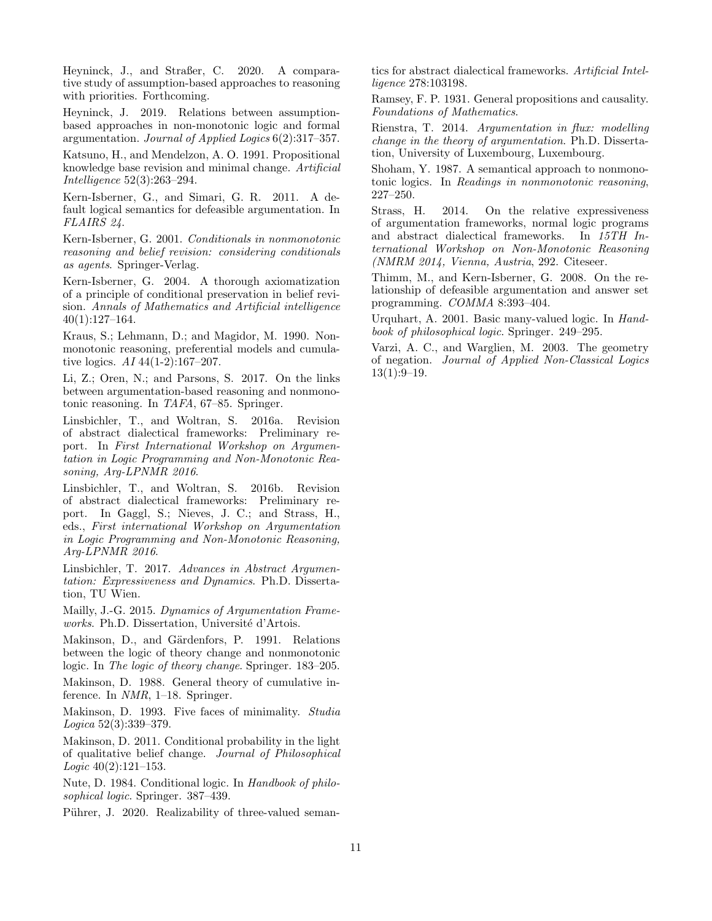Heyninck, J., and Straßer, C. 2020. A comparative study of assumption-based approaches to reasoning with priorities. Forthcoming.

Heyninck, J. 2019. Relations between assumption-based approaches in non-monotonic logic and formal argumentation. *Journal of Applied Logics* 6(2):317–357.

Katsuno, H., and Mendelzon, A. O. 1991. Propositional knowledge base revision and minimal change. *Artificial Intelligence* 52(3):263–294.

Kern-Isberner, G., and Simari, G. R. 2011. A default logical semantics for defeasible argumentation. In *FLAIRS 24*.

Kern-Isberner, G. 2001. *Conditionals in nonmonotonic reasoning and belief revision: considering conditionals as agents*. Springer-Verlag.

Kern-Isberner, G. 2004. A thorough axiomatization of a principle of conditional preservation in belief revision. *Annals of Mathematics and Artificial intelligence* 40(1):127–164.

Kraus, S.; Lehmann, D.; and Magidor, M. 1990. Nonmonotonic reasoning, preferential models and cumulative logics. *AI* 44(1-2):167–207.

Li, Z.; Oren, N.; and Parsons, S. 2017. On the links between argumentation-based reasoning and nonmonotonic reasoning. In *TAFA*, 67–85. Springer.

Linsbichler, T., and Woltran, S. 2016a. Revision of abstract dialectical frameworks: Preliminary report. In *First International Workshop on Argumentation in Logic Programming and Non-Monotonic Reasoning, Arg-LPNMR 2016*.

Linsbichler, T., and Woltran, S. 2016b. Revision of abstract dialectical frameworks: Preliminary report. In Gaggl, S.; Nieves, J. C.; and Strass, H., eds., *First international Workshop on Argumentation in Logic Programming and Non-Monotonic Reasoning, Arg-LPNMR 2016*.

Linsbichler, T. 2017. *Advances in Abstract Argumentation: Expressiveness and Dynamics*. Ph.D. Dissertation, TU Wien.

Mailly, J.-G. 2015. *Dynamics of Argumentation Frameworks*. Ph.D. Dissertation, Université d'Artois.

Makinson, D., and Gärdenfors, P. 1991. Relations between the logic of theory change and nonmonotonic logic. In *The logic of theory change*. Springer. 183–205.

Makinson, D. 1988. General theory of cumulative inference. In *NMR*, 1–18. Springer.

Makinson, D. 1993. Five faces of minimality. *Studia Logica* 52(3):339–379.

Makinson, D. 2011. Conditional probability in the light of qualitative belief change. *Journal of Philosophical Logic* 40(2):121–153.

Nute, D. 1984. Conditional logic. In *Handbook of philosophical logic*. Springer. 387–439.

Pührer, J. 2020. Realizability of three-valued semantics for abstract dialectical frameworks. *Artificial Intelligence* 278:103198.

Ramsey, F. P. 1931. General propositions and causality. *Foundations of Mathematics*.

Rienstra, T. 2014. *Argumentation in flux: modelling change in the theory of argumentation*. Ph.D. Dissertation, University of Luxembourg, Luxembourg.

Shoham, Y. 1987. A semantical approach to nonmonotonic logics. In *Readings in nonmonotonic reasoning*, 227–250.

Strass, H. 2014. On the relative expressiveness of argumentation frameworks, normal logic programs and abstract dialectical frameworks. In *15TH International Workshop on Non-Monotonic Reasoning (NMRM 2014, Vienna, Austria*, 292. Citeseer.

Thimm, M., and Kern-Isberner, G. 2008. On the relationship of defeasible argumentation and answer set programming. *COMMA* 8:393–404.

Urquhart, A. 2001. Basic many-valued logic. In *Handbook of philosophical logic*. Springer. 249–295.

Varzi, A. C., and Warglien, M. 2003. The geometry of negation. *Journal of Applied Non-Classical Logics* 13(1):9–19.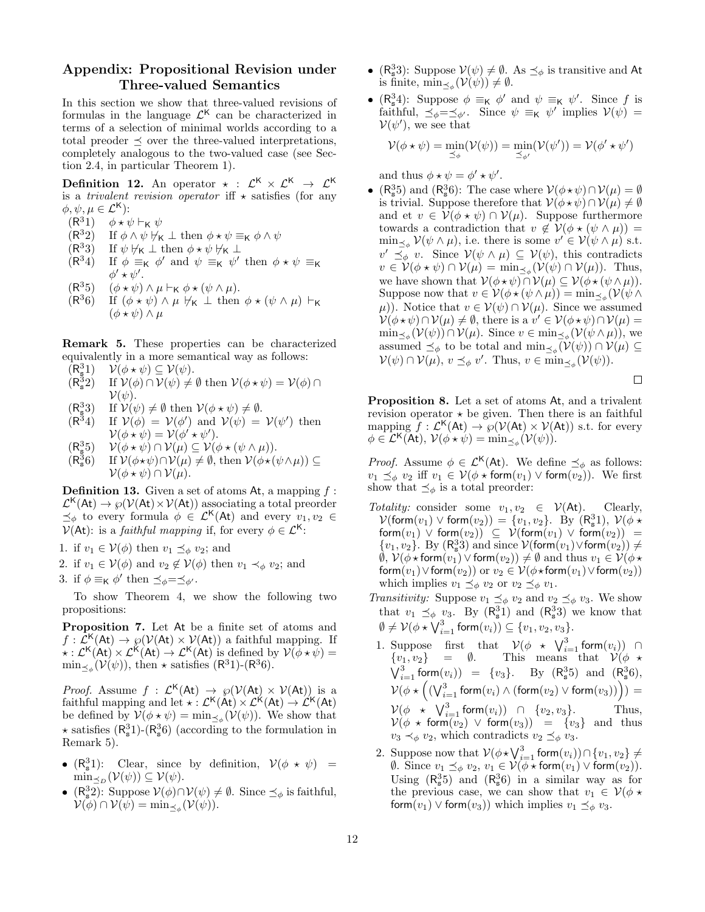## Appendix: Propositional Revision under Three-valued Semantics

In this section we show that three-valued revisions of formulas in the language $\mathcal{L}^{\mathsf{K}}$ can be characterized in terms of a selection of minimal worlds according to a total preoder $\preceq$ over the three-valued interpretations, completely analogous to the two-valued case (see Section 2.4, in particular Theorem 1).

**Definition 12.** An operator $\star : \mathcal{L}^{\mathsf{K}} \times \mathcal{L}^{\mathsf{K}} \to \mathcal{L}^{\mathsf{K}}$ is a *trivalent revision operator* iff $\star$ satisfies (for any $\phi, \psi, \mu \in \mathcal{L}^{\mathsf{K}}$):

- $(\mathsf{R}^3 1)$ $\phi \star \psi \vdash_{\mathsf{K}} \psi$
- $(\mathsf{R}^3 2)$ If $\phi \wedge \psi \not\vdash_{\mathsf{K}} \bot$ then $\phi \star \psi \equiv_{\mathsf{K}} \phi \wedge \psi$
- $(\mathsf{R}^3 3)$ If $\psi \not\vdash_{\mathsf{K}} \bot$ then $\phi \star \psi \not\vdash_{\mathsf{K}} \bot$
- $(\mathsf{R}^3 4)$ If $\phi \equiv_{\mathsf{K}} \phi'$ and $\psi \equiv_{\mathsf{K}} \psi'$ then $\phi \star \psi \equiv_{\mathsf{K}} \phi' \star \psi'$.
- $(\mathsf{R}^3 5)$ $(\phi \star \psi) \wedge \mu \vdash_{\mathsf{K}} \phi \star (\psi \wedge \mu)$.
- $(\mathsf{R}^3 6)$ If $(\phi \star \psi) \wedge \mu \not\vdash_{\mathsf{K}} \bot$ then $\phi \star (\psi \wedge \mu) \vdash_{\mathsf{K}} (\phi \star \psi) \wedge \mu$

**Remark 5.** These properties can be characterized equivalently in a more semantical way as follows:

- $(\mathsf{R}^3_{\mathsf{s}} 1)$ $\mathcal{V}(\phi \star \psi) \subseteq \mathcal{V}(\psi)$.
- $(\mathsf{R}^3_{\mathsf{s}} 2)$ If $\mathcal{V}(\phi) \cap \mathcal{V}(\psi) \neq \emptyset$ then $\mathcal{V}(\phi \star \psi) = \mathcal{V}(\phi) \cap \mathcal{V}(\psi)$.
- $(\mathsf{R}^3_{\mathsf{s}} 3)$ If $\mathcal{V}(\psi) \neq \emptyset$ then $\mathcal{V}(\phi \star \psi) \neq \emptyset$.
- $(\mathsf{R}^3 4)$ If $\mathcal{V}(\phi) = \mathcal{V}(\phi')$ and $\mathcal{V}(\psi) = \mathcal{V}(\psi')$ then $\mathcal{V}(\phi \star \psi) = \mathcal{V}(\phi' \star \psi')$.
- $(\mathsf{R}^3_{\mathsf{s}} 5)$ $\mathcal{V}(\phi \star \psi) \cap \mathcal{V}(\mu) \subseteq \mathcal{V}(\phi \star (\psi \wedge \mu))$.
- $(\mathsf{R}^3_{\mathsf{s}} 6)$ If $\mathcal{V}(\phi \star \psi) \cap \mathcal{V}(\mu) \neq \emptyset$, then $\mathcal{V}(\phi \star (\psi \wedge \mu)) \subseteq \mathcal{V}(\phi \star \psi) \cap \mathcal{V}(\mu)$.

**Definition 13.** Given a set of atoms $\mathsf{At}$, a mapping $f : \mathcal{L}^{\mathsf{K}}(\mathsf{At}) \to \wp(\mathcal{V}(\mathsf{At}) \times \mathcal{V}(\mathsf{At}))$ associating a total preorder $\preceq_\phi$ to every formula $\phi \in \mathcal{L}^{\mathsf{K}}(\mathsf{At})$ and every $v_1, v_2 \in \mathcal{V}(\mathsf{At})$: is a *faithful mapping* if, for every $\phi \in \mathcal{L}^{\mathsf{K}}$:

1. if $v_1 \in \mathcal{V}(\phi)$ then $v_1 \preceq_\phi v_2$; and
2. if $v_1 \in \mathcal{V}(\phi)$ and $v_2 \notin \mathcal{V}(\phi)$ then $v_1 \prec_\phi v_2$; and
3. if $\phi \equiv_{\mathsf{K}} \phi'$ then $\preceq_\phi = \preceq_{\phi'}$.

To show Theorem 4, we show the following two propositions:

**Proposition 7.** Let $\mathsf{At}$ be a finite set of atoms and $f : \mathcal{L}^{\mathsf{K}}(\mathsf{At}) \to \wp(\mathcal{V}(\mathsf{At}) \times \mathcal{V}(\mathsf{At}))$ a faithful mapping. If $\star : \mathcal{L}^{\mathsf{K}}(\mathsf{At}) \times \mathcal{L}^{\mathsf{K}}(\mathsf{At}) \to \mathcal{L}^{\mathsf{K}}(\mathsf{At})$ is defined by $\mathcal{V}(\phi \star \psi) = \min_{\preceq_\phi}(\mathcal{V}(\psi))$, then $\star$ satisfies $(\mathsf{R}^3 1)$-$(\mathsf{R}^3 6)$.

*Proof.* Assume $f : \mathcal{L}^{\mathsf{K}}(\mathsf{At}) \to \wp(\mathcal{V}(\mathsf{At}) \times \mathcal{V}(\mathsf{At}))$ is a faithful mapping and let $\star : \mathcal{L}^{\mathsf{K}}(\mathsf{At}) \times \mathcal{L}^{\mathsf{K}}(\mathsf{At}) \to \mathcal{L}^{\mathsf{K}}(\mathsf{At})$ be defined by $\mathcal{V}(\phi \star \psi) = \min_{\preceq_\phi}(\mathcal{V}(\psi))$. We show that $\star$ satisfies $(\mathsf{R}^3_{\mathsf{s}} 1)$-$(\mathsf{R}^3_{\mathsf{s}} 6)$ (according to the formulation in Remark 5).

- $(\mathsf{R}^3_{\mathsf{s}} 1)$: Clear, since by definition, $\mathcal{V}(\phi \star \psi) = \min_{\preceq_D}(\mathcal{V}(\psi)) \subseteq \mathcal{V}(\psi)$.
- $(\mathsf{R}^3_{\mathsf{s}} 2)$: Suppose $\mathcal{V}(\phi) \cap \mathcal{V}(\psi) \neq \emptyset$. Since $\preceq_\phi$ is faithful, $\mathcal{V}(\phi) \cap \mathcal{V}(\psi) = \min_{\preceq_\phi}(\mathcal{V}(\psi))$.
- $(\mathsf{R}^3_{\mathsf{s}} 3)$: Suppose $\mathcal{V}(\psi) \neq \emptyset$. As $\preceq_\phi$ is transitive and $\mathsf{At}$ is finite, $\min_{\preceq_\phi}(\mathcal{V}(\psi)) \neq \emptyset$.
- $(\mathsf{R}^3_{\mathsf{s}} 4)$: Suppose $\phi \equiv_{\mathsf{K}} \phi'$ and $\psi \equiv_{\mathsf{K}} \psi'$. Since $f$ is faithful, $\preceq_\phi = \preceq_{\phi'}$. Since $\psi \equiv_{\mathsf{K}} \psi'$ implies $\mathcal{V}(\psi) = \mathcal{V}(\psi')$, we see that
$$\mathcal{V}(\phi \star \psi) = \min_{\preceq_\phi}(\mathcal{V}(\psi)) = \min_{\preceq_{\phi'}}(\mathcal{V}(\psi')) = \mathcal{V}(\phi' \star \psi')$$
and thus $\phi \star \psi = \phi' \star \psi'$.
- $(\mathsf{R}^3_{\mathsf{s}} 5)$ and $(\mathsf{R}^3_{\mathsf{s}} 6)$: The case where $\mathcal{V}(\phi \star \psi) \cap \mathcal{V}(\mu) = \emptyset$ is trivial. Suppose therefore that $\mathcal{V}(\phi \star \psi) \cap \mathcal{V}(\mu) \neq \emptyset$ and et $v \in \mathcal{V}(\phi \star \psi) \cap \mathcal{V}(\mu)$. Suppose furthermore towards a contradiction that $v \notin \mathcal{V}(\phi \star (\psi \wedge \mu)) = \min_{\preceq_\phi} \mathcal{V}(\psi \wedge \mu)$, i.e. there is some $v' \in \mathcal{V}(\psi \wedge \mu)$ s.t. $v' \preceq_\phi v$. Since $\mathcal{V}(\psi \wedge \mu) \subseteq \mathcal{V}(\psi)$, this contradicts $v \in \mathcal{V}(\phi \star \psi) \cap \mathcal{V}(\mu) = \min_{\preceq_\phi}(\mathcal{V}(\psi) \cap \mathcal{V}(\mu))$. Thus, we have shown that $\mathcal{V}(\phi \star \psi) \cap \mathcal{V}(\mu) \subseteq \mathcal{V}(\phi \star (\psi \wedge \mu))$. Suppose now that $v \in \mathcal{V}(\phi \star (\psi \wedge \mu)) = \min_{\preceq_\phi}(\mathcal{V}(\psi \wedge \mu))$. Notice that $v \in \mathcal{V}(\psi) \cap \mathcal{V}(\mu)$. Since we assumed $\mathcal{V}(\phi \star \psi) \cap \mathcal{V}(\mu) \neq \emptyset$, there is a $v' \in \mathcal{V}(\phi \star \psi) \cap \mathcal{V}(\mu) = \min_{\preceq_\phi}(\mathcal{V}(\psi)) \cap \mathcal{V}(\mu)$. Since $v \in \min_{\preceq_\phi}(\mathcal{V}(\psi \wedge \mu))$, we assumed $\preceq_\phi$ to be total and $\min_{\preceq_\phi}(\mathcal{V}(\psi)) \cap \mathcal{V}(\mu) \subseteq \mathcal{V}(\psi) \cap \mathcal{V}(\mu)$, $v \preceq_\phi v'$. Thus, $v \in \min_{\preceq_\phi}(\mathcal{V}(\psi))$.

$\square$

**Proposition 8.** Let a set of atoms $\mathsf{At}$, and a trivalent revision operator $\star$ be given. Then there is an faithful mapping $f : \mathcal{L}^{\mathsf{K}}(\mathsf{At}) \to \wp(\mathcal{V}(\mathsf{At}) \times \mathcal{V}(\mathsf{At}))$ s.t. for every $\phi \in \mathcal{L}^{\mathsf{K}}(\mathsf{At})$, $\mathcal{V}(\phi \star \psi) = \min_{\preceq_\phi}(\mathcal{V}(\psi))$.

*Proof.* Assume $\phi \in \mathcal{L}^{\mathsf{K}}(\mathsf{At})$. We define $\preceq_\phi$ as follows: $v_1 \preceq_\phi v_2$ iff $v_1 \in \mathcal{V}(\phi \star \mathsf{form}(v_1) \vee \mathsf{form}(v_2))$. We first show that $\preceq_\phi$ is a total preorder:

*Totality:* consider some $v_1, v_2 \in \mathcal{V}(\mathsf{At})$. Clearly, $\mathcal{V}(\mathsf{form}(v_1) \vee \mathsf{form}(v_2)) = \{v_1, v_2\}$. By $(\mathsf{R}^3_{\mathsf{s}} 1)$, $\mathcal{V}(\phi \star \mathsf{form}(v_1) \vee \mathsf{form}(v_2)) \subseteq \mathcal{V}(\mathsf{form}(v_1) \vee \mathsf{form}(v_2)) = \{v_1, v_2\}$. By $(\mathsf{R}^3_{\mathsf{s}} 3)$ and since $\mathcal{V}(\mathsf{form}(v_1) \vee \mathsf{form}(v_2)) \neq \emptyset$, $\mathcal{V}(\phi \star \mathsf{form}(v_1) \vee \mathsf{form}(v_2)) \neq \emptyset$ and thus $v_1 \in \mathcal{V}(\phi \star \mathsf{form}(v_1) \vee \mathsf{form}(v_2))$ or $v_2 \in \mathcal{V}(\phi \star \mathsf{form}(v_1) \vee \mathsf{form}(v_2))$ which implies $v_1 \preceq_\phi v_2$ or $v_2 \preceq_\phi v_1$.

*Transitivity:* Suppose $v_1 \preceq_\phi v_2$ and $v_2 \preceq_\phi v_3$. We show that $v_1 \preceq_\phi v_3$. By $(\mathsf{R}^3_{\mathsf{s}} 1)$ and $(\mathsf{R}^3_{\mathsf{s}} 3)$ we know that $\emptyset \neq \mathcal{V}(\phi \star \bigvee_{i=1}^3 \mathsf{form}(v_i)) \subseteq \{v_1, v_2, v_3\}$.

1. Suppose first that $\mathcal{V}(\phi \star \bigvee_{i=1}^3 \mathsf{form}(v_i)) \cap \{v_1, v_2\} = \emptyset$. This means that $\mathcal{V}(\phi \star \bigvee_{i=1}^3 \mathsf{form}(v_i)) = \{v_3\}$. By $(\mathsf{R}^3_{\mathsf{s}} 5)$ and $(\mathsf{R}^3_{\mathsf{s}} 6)$, $\mathcal{V}\left(\phi \star \left((\bigvee_{i=1}^3 \mathsf{form}(v_i) \wedge (\mathsf{form}(v_2) \vee \mathsf{form}(v_3))\right)\right) = \mathcal{V}(\phi \star \bigvee_{i=1}^3 \mathsf{form}(v_i)) \cap \{v_2, v_3\}$. Thus, $\mathcal{V}(\phi \star \mathsf{form}(v_2) \vee \mathsf{form}(v_3)) = \{v_3\}$ and thus $v_3 \prec_\phi v_2$, which contradicts $v_2 \preceq_\phi v_3$.
2. Suppose now that $\mathcal{V}(\phi \star \bigvee_{i=1}^3 \mathsf{form}(v_i)) \cap \{v_1, v_2\} \neq \emptyset$. Since $v_1 \preceq_\phi v_2$, $v_1 \in \mathcal{V}(\phi \star \mathsf{form}(v_1) \vee \mathsf{form}(v_2))$. Using $(\mathsf{R}^3_{\mathsf{s}} 5)$ and $(\mathsf{R}^3_{\mathsf{s}} 6)$ in a similar way as for the previous case, we can show that $v_1 \in \mathcal{V}(\phi \star \mathsf{form}(v_1) \vee \mathsf{form}(v_3))$ which implies $v_1 \preceq_\phi v_3$.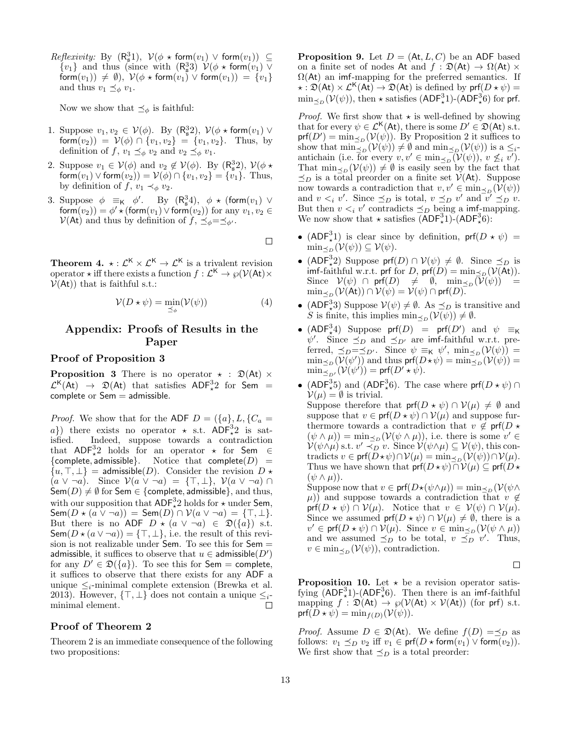*Reflexivity:* By $(\mathsf{R}^3_\mathsf{s}1)$, $\mathcal{V}(\phi \star \mathsf{form}(v_1) \vee \mathsf{form}(v_1)) \subseteq \{v_1\}$ and thus (since with $(\mathsf{R}^3_\mathsf{s}3)$ $\mathcal{V}(\phi \star \mathsf{form}(v_1) \vee \mathsf{form}(v_1)) \neq \emptyset$), $\mathcal{V}(\phi \star \mathsf{form}(v_1) \vee \mathsf{form}(v_1)) = \{v_1\}$ and thus $v_1 \preceq_\phi v_1$.

Now we show that $\preceq_\phi$ is faithful:

1. Suppose $v_1, v_2 \in \mathcal{V}(\phi)$. By $(\mathsf{R}^3_\mathsf{s}2)$, $\mathcal{V}(\phi \star \mathsf{form}(v_1) \vee \mathsf{form}(v_2)) = \mathcal{V}(\phi) \cap \{v_1, v_2\} = \{v_1, v_2\}$. Thus, by definition of $f$, $v_1 \preceq_\phi v_2$ and $v_2 \preceq_\phi v_1$.
2. Suppose $v_1 \in \mathcal{V}(\phi)$ and $v_2 \notin \mathcal{V}(\phi)$. By $(\mathsf{R}^3_\mathsf{s}2)$, $\mathcal{V}(\phi \star \mathsf{form}(v_1) \vee \mathsf{form}(v_2)) = \mathcal{V}(\phi) \cap \{v_1, v_2\} = \{v_1\}$. Thus, by definition of $f$, $v_1 \prec_\phi v_2$.
3. Suppose $\phi \equiv_\mathsf{K} \phi'$. By $(\mathsf{R}^3_\mathsf{s}4)$, $\phi \star (\mathsf{form}(v_1) \vee \mathsf{form}(v_2)) = \phi' \star (\mathsf{form}(v_1) \vee \mathsf{form}(v_2))$ for any $v_1, v_2 \in \mathcal{V}(\mathsf{At})$ and thus by definition of $f$, $\preceq_\phi = \preceq_{\phi'}$.

□

**Theorem 4.** $\star : \mathcal{L}^\mathsf{K} \times \mathcal{L}^\mathsf{K} \to \mathcal{L}^\mathsf{K}$ is a trivalent revision operator $\star$ iff there exists a function $f : \mathcal{L}^\mathsf{K} \to \wp(\mathcal{V}(\mathsf{At}) \times \mathcal{V}(\mathsf{At}))$ that is faithful s.t.:

$$\mathcal{V}(D \star \psi) = \min_{\preceq_\phi}(\mathcal{V}(\psi)) \tag{4}$$

## Appendix: Proofs of Results in the Paper

### Proof of Proposition 3

**Proposition 3** There is no operator $\star : \mathfrak{D}(\mathsf{At}) \times \mathcal{L}^\mathsf{K}(\mathsf{At}) \to \mathfrak{D}(\mathsf{At})$ that satisfies $\mathsf{ADF}^3_\star 2$ for $\mathsf{Sem} = \mathsf{complete}$ or $\mathsf{Sem} = \mathsf{admissible}$.

*Proof.* We show that for the ADF $D = (\{a\}, L, \{C_a = a\})$ there exists no operator $\star$ s.t. $\mathsf{ADF}^3_\star 2$ is satisfied. Indeed, suppose towards a contradiction that $\mathsf{ADF}^3_\star 2$ holds for an operator $\star$ for $\mathsf{Sem} \in \{\mathsf{complete}, \mathsf{admissible}\}$. Notice that $\mathsf{complete}(D) = \{u, \top, \bot\} = \mathsf{admissible}(D)$. Consider the revision $D \star (a \vee \neg a)$. Since $\mathcal{V}(a \vee \neg a) = \{\top, \bot\}$, $\mathcal{V}(a \vee \neg a) \cap \mathsf{Sem}(D) \neq \emptyset$ for $\mathsf{Sem} \in \{\mathsf{complete}, \mathsf{admissible}\}$, and thus, with our supposition that $\mathsf{ADF}^3_\star 2$ holds for $\star$ under $\mathsf{Sem}$, $\mathsf{Sem}(D \star (a \vee \neg a)) = \mathsf{Sem}(D) \cap \mathcal{V}(a \vee \neg a) = \{\top, \bot\}$. But there is no ADF $D \star (a \vee \neg a) \in \mathfrak{D}(\{a\})$ s.t. $\mathsf{Sem}(D \star (a \vee \neg a)) = \{\top, \bot\}$, i.e. the result of this revision is not realizable under $\mathsf{Sem}$. To see this for $\mathsf{Sem} = \mathsf{admissible}$, it suffices to observe that $u \in \mathsf{admissible}(D')$ for any $D' \in \mathfrak{D}(\{a\})$. To see this for $\mathsf{Sem} = \mathsf{complete}$, it suffices to observe that there exists for any ADF a unique $\leq_i$-minimal complete extension (Brewka et al. 2013). However, $\{\top, \bot\}$ does not contain a unique $\leq_i$-minimal element. □

### Proof of Theorem 2

Theorem 2 is an immediate consequence of the following two propositions:

**Proposition 9.** Let $D = (\mathsf{At}, L, C)$ be an ADF based on a finite set of nodes $\mathsf{At}$ and $f : \mathfrak{D}(\mathsf{At}) \to \Omega(\mathsf{At}) \times \Omega(\mathsf{At})$ an imf-mapping for the preferred semantics. If $\star : \mathfrak{D}(\mathsf{At}) \times \mathcal{L}^\mathsf{K}(\mathsf{At}) \to \mathfrak{D}(\mathsf{At})$ is defined by $\mathsf{prf}(D \star \psi) = \min_{\preceq_D}(\mathcal{V}(\psi))$, then $\star$ satisfies $(\mathsf{ADF}^3_\star 1)$-$(\mathsf{ADF}^3_\star 6)$ for $\mathsf{prf}$.

*Proof.* We first show that $\star$ is well-defined by showing that for every $\psi \in \mathcal{L}^\mathsf{K}(\mathsf{At})$, there is some $D' \in \mathfrak{D}(\mathsf{At})$ s.t. $\mathsf{prf}(D') = \min_{\preceq_D}(\mathcal{V}(\psi))$. By Proposition 2 it suffices to show that $\min_{\preceq_D}(\mathcal{V}(\psi)) \neq \emptyset$ and $\min_{\preceq_D}(\mathcal{V}(\psi))$ is a $\leq_i$-antichain (i.e. for every $v, v' \in \min_{\preceq_D}(\mathcal{V}(\psi))$, $v \not\leq_i v'$). That $\min_{\preceq_D}(\mathcal{V}(\psi)) \neq \emptyset$ is easily seen by the fact that $\preceq_D$ is a total preorder on a finite set $\mathcal{V}(\mathsf{At})$. Suppose now towards a contradiction that $v, v' \in \min_{\preceq_D}(\mathcal{V}(\psi))$ and $v <_i v'$. Since $\preceq_D$ is total, $v \preceq_D v'$ and $v' \preceq_D v$. But then $v <_i v'$ contradicts $\preceq_D$ being a imf-mapping. We now show that $\star$ satisfies $(\mathsf{ADF}^3_\star 1)$-$(\mathsf{ADF}^3_\star 6)$:

- $(\mathsf{ADF}^3_\star 1)$ is clear since by definition, $\mathsf{prf}(D \star \psi) = \min_{\preceq_D}(\mathcal{V}(\psi)) \subseteq \mathcal{V}(\psi)$.
- $(\mathsf{ADF}^3_\star 2)$ Suppose $\mathsf{prf}(D) \cap \mathcal{V}(\psi) \neq \emptyset$. Since $\preceq_D$ is imf-faithful w.r.t. $\mathsf{prf}$ for $D$, $\mathsf{prf}(D) = \min_{\preceq_D}(\mathcal{V}(\mathsf{At}))$. Since $\mathcal{V}(\psi) \cap \mathsf{prf}(D) \neq \emptyset$, $\min_{\preceq_D}(\mathcal{V}(\psi)) = \min_{\preceq_D}(\mathcal{V}(\mathsf{At})) \cap \mathcal{V}(\psi) = \mathcal{V}(\psi) \cap \mathsf{prf}(D)$.
- $(\mathsf{ADF}^3_\star 3)$ Suppose $\mathcal{V}(\psi) \neq \emptyset$. As $\preceq_D$ is transitive and $S$ is finite, this implies $\min_{\preceq_D}(\mathcal{V}(\psi)) \neq \emptyset$.
- $(\mathsf{ADF}^3_\star 4)$ Suppose $\mathsf{prf}(D) = \mathsf{prf}(D')$ and $\psi \equiv_\mathsf{K} \psi'$. Since $\preceq_D$ and $\preceq_{D'}$ are imf-faithful w.r.t. preferred, $\preceq_D = \preceq_{D'}$. Since $\psi \equiv_\mathsf{K} \psi'$, $\min_{\preceq_D}(\mathcal{V}(\psi)) = \min_{\preceq_D}(\mathcal{V}(\psi'))$ and thus $\mathsf{prf}(D \star \psi) = \min_{\preceq_D}(\mathcal{V}(\psi)) = \min_{\preceq_{D'}}(\mathcal{V}(\psi')) = \mathsf{prf}(D' \star \psi)$.
- $(\mathsf{ADF}^3_\star 5)$ and $(\mathsf{ADF}^3_\star 6)$. The case where $\mathsf{prf}(D \star \psi) \cap \mathcal{V}(\mu) = \emptyset$ is trivial.
  Suppose therefore that $\mathsf{prf}(D \star \psi) \cap \mathcal{V}(\mu) \neq \emptyset$ and suppose that $v \in \mathsf{prf}(D \star \psi) \cap \mathcal{V}(\mu)$ and suppose furthermore towards a contradiction that $v \notin \mathsf{prf}(D \star (\psi \wedge \mu)) = \min_{\preceq_D}(\mathcal{V}(\psi \wedge \mu))$, i.e. there is some $v' \in \mathcal{V}(\psi \wedge \mu)$ s.t. $v' \prec_D v$. Since $\mathcal{V}(\psi \wedge \mu) \subseteq \mathcal{V}(\psi)$, this contradicts $v \in \mathsf{prf}(D \star \psi) \cap \mathcal{V}(\mu) = \min_{\preceq_D}(\mathcal{V}(\psi)) \cap \mathcal{V}(\mu)$. Thus we have shown that $\mathsf{prf}(D \star \psi) \cap \mathcal{V}(\mu) \subseteq \mathsf{prf}(D \star (\psi \wedge \mu))$.
  Suppose now that $v \in \mathsf{prf}(D \star (\psi \wedge \mu)) = \min_{\preceq_D}(\mathcal{V}(\psi \wedge \mu))$ and suppose towards a contradiction that $v \notin \mathsf{prf}(D \star \psi) \cap \mathcal{V}(\mu)$. Notice that $v \in \mathcal{V}(\psi) \cap \mathcal{V}(\mu)$. Since we assumed $\mathsf{prf}(D \star \psi) \cap \mathcal{V}(\mu) \neq \emptyset$, there is a $v' \in \mathsf{prf}(D \star \psi) \cap \mathcal{V}(\mu)$. Since $v \in \min_{\preceq_D}(\mathcal{V}(\psi \wedge \mu))$ and we assumed $\preceq_D$ to be total, $v \preceq_D v'$. Thus, $v \in \min_{\preceq_D}(\mathcal{V}(\psi))$, contradiction.

□

**Proposition 10.** Let $\star$ be a revision operator satisfying $(\mathsf{ADF}^3_\star 1)$-$(\mathsf{ADF}^3_\star 6)$. Then there is an imf-faithful mapping $f : \mathfrak{D}(\mathsf{At}) \to \wp(\mathcal{V}(\mathsf{At}) \times \mathcal{V}(\mathsf{At}))$ (for $\mathsf{prf}$) s.t. $\mathsf{prf}(D \star \psi) = \min_{f(D)}(\mathcal{V}(\psi))$.

*Proof.* Assume $D \in \mathfrak{D}(\mathsf{At})$. We define $f(D) = \preceq_D$ as follows: $v_1 \preceq_D v_2$ iff $v_1 \in \mathsf{prf}(D \star \mathsf{form}(v_1) \vee \mathsf{form}(v_2))$. We first show that $\preceq_D$ is a total preorder: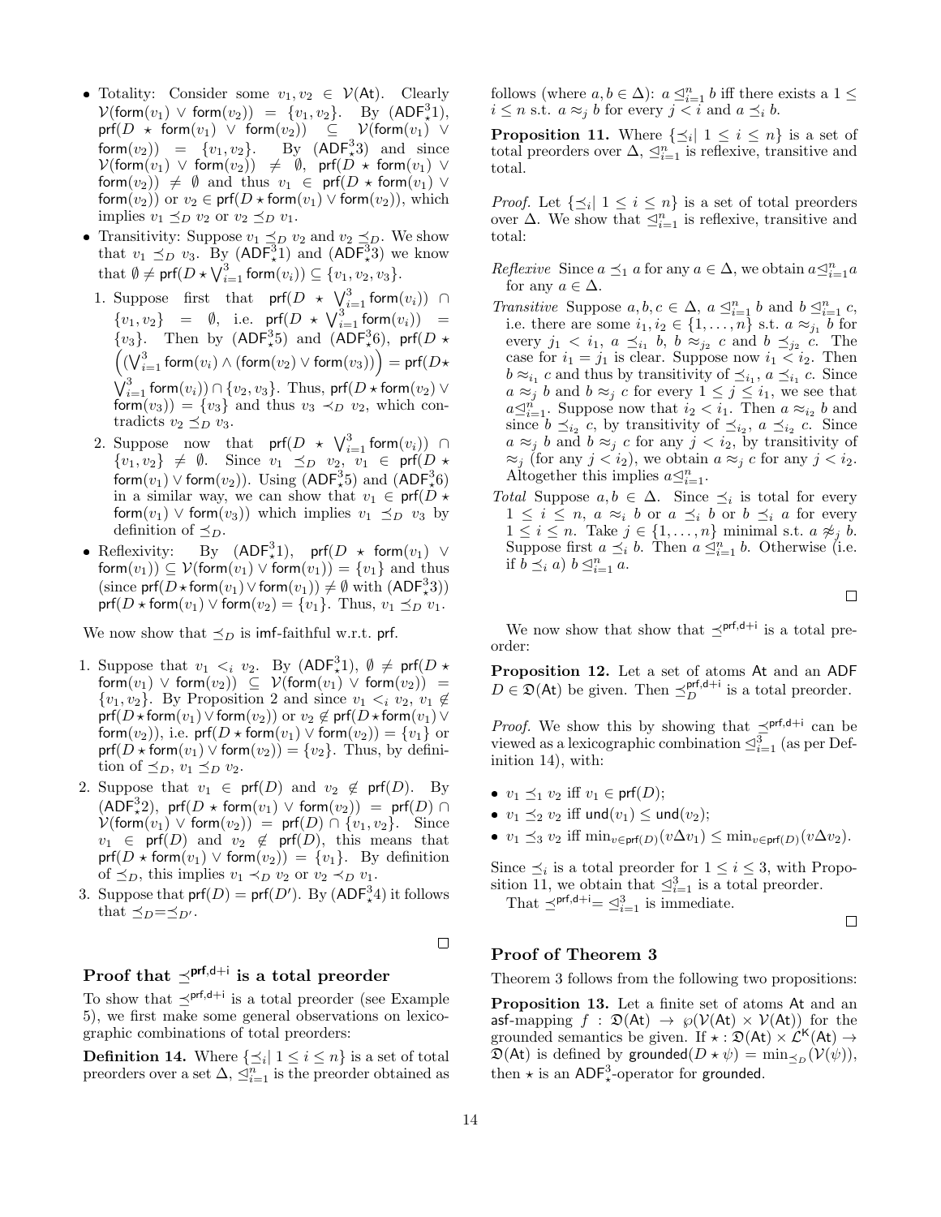- Totality: Consider some $v_1, v_2 \in \mathcal{V}(\mathsf{At})$. Clearly $\mathcal{V}(\mathsf{form}(v_1) \vee \mathsf{form}(v_2)) = \{v_1, v_2\}$. By $(\mathsf{ADF}^3_\star 1)$, $\mathsf{prf}(D \star \mathsf{form}(v_1) \vee \mathsf{form}(v_2)) \subseteq \mathcal{V}(\mathsf{form}(v_1) \vee \mathsf{form}(v_2)) = \{v_1, v_2\}$. By $(\mathsf{ADF}^3_\star 3)$ and since $\mathcal{V}(\mathsf{form}(v_1) \vee \mathsf{form}(v_2)) \neq \emptyset$, $\mathsf{prf}(D \star \mathsf{form}(v_1) \vee \mathsf{form}(v_2)) \neq \emptyset$ and thus $v_1 \in \mathsf{prf}(D \star \mathsf{form}(v_1) \vee \mathsf{form}(v_2))$ or $v_2 \in \mathsf{prf}(D \star \mathsf{form}(v_1) \vee \mathsf{form}(v_2))$, which implies $v_1 \preceq_D v_2$ or $v_2 \preceq_D v_1$.
- Transitivity: Suppose $v_1 \preceq_D v_2$ and $v_2 \preceq_D$. We show that $v_1 \preceq_D v_3$. By $(\mathsf{ADF}^3_\star 1)$ and $(\mathsf{ADF}^3_\star 3)$ we know that $\emptyset \neq \mathsf{prf}(D \star \bigvee_{i=1}^3 \mathsf{form}(v_i)) \subseteq \{v_1, v_2, v_3\}$.
  1. Suppose first that $\mathsf{prf}(D \star \bigvee_{i=1}^3 \mathsf{form}(v_i)) \cap \{v_1, v_2\} = \emptyset$, i.e. $\mathsf{prf}(D \star \bigvee_{i=1}^3 \mathsf{form}(v_i)) = \{v_3\}$. Then by $(\mathsf{ADF}^3_\star 5)$ and $(\mathsf{ADF}^3_\star 6)$, $\mathsf{prf}(D \star \left( (\bigvee_{i=1}^3 \mathsf{form}(v_i) \wedge (\mathsf{form}(v_2) \vee \mathsf{form}(v_3)) \right) = \mathsf{prf}(D \star \bigvee_{i=1}^3 \mathsf{form}(v_i)) \cap \{v_2, v_3\}$. Thus, $\mathsf{prf}(D \star \mathsf{form}(v_2) \vee \mathsf{form}(v_3)) = \{v_3\}$ and thus $v_3 \prec_D v_2$, which contradicts $v_2 \preceq_D v_3$.
  2. Suppose now that $\mathsf{prf}(D \star \bigvee_{i=1}^3 \mathsf{form}(v_i)) \cap \{v_1, v_2\} \neq \emptyset$. Since $v_1 \preceq_D v_2$, $v_1 \in \mathsf{prf}(D \star \mathsf{form}(v_1) \vee \mathsf{form}(v_2))$. Using $(\mathsf{ADF}^3_\star 5)$ and $(\mathsf{ADF}^3_\star 6)$ in a similar way, we can show that $v_1 \in \mathsf{prf}(D \star \mathsf{form}(v_1) \vee \mathsf{form}(v_3))$ which implies $v_1 \preceq_D v_3$ by definition of $\preceq_D$.
- Reflexivity: By $(\mathsf{ADF}^3_\star 1)$, $\mathsf{prf}(D \star \mathsf{form}(v_1) \vee \mathsf{form}(v_1)) \subseteq \mathcal{V}(\mathsf{form}(v_1) \vee \mathsf{form}(v_1)) = \{v_1\}$ and thus (since $\mathsf{prf}(D \star \mathsf{form}(v_1) \vee \mathsf{form}(v_1)) \neq \emptyset$ with $(\mathsf{ADF}^3_\star 3)$) $\mathsf{prf}(D \star \mathsf{form}(v_1) \vee \mathsf{form}(v_2) = \{v_1\}$. Thus, $v_1 \preceq_D v_1$.

We now show that $\preceq_D$ is imf-faithful w.r.t. prf.

1. Suppose that $v_1 <_i v_2$. By $(\mathsf{ADF}^3_\star 1)$, $\emptyset \neq \mathsf{prf}(D \star \mathsf{form}(v_1) \vee \mathsf{form}(v_2)) \subseteq \mathcal{V}(\mathsf{form}(v_1) \vee \mathsf{form}(v_2)) = \{v_1, v_2\}$. By Proposition 2 and since $v_1 <_i v_2$, $v_1 \notin \mathsf{prf}(D \star \mathsf{form}(v_1) \vee \mathsf{form}(v_2))$ or $v_2 \notin \mathsf{prf}(D \star \mathsf{form}(v_1) \vee \mathsf{form}(v_2))$, i.e. $\mathsf{prf}(D \star \mathsf{form}(v_1) \vee \mathsf{form}(v_2)) = \{v_1\}$ or $\mathsf{prf}(D \star \mathsf{form}(v_1) \vee \mathsf{form}(v_2)) = \{v_2\}$. Thus, by definition of $\preceq_D$, $v_1 \preceq_D v_2$.
2. Suppose that $v_1 \in \mathsf{prf}(D)$ and $v_2 \notin \mathsf{prf}(D)$. By $(\mathsf{ADF}^3_\star 2)$, $\mathsf{prf}(D \star \mathsf{form}(v_1) \vee \mathsf{form}(v_2)) = \mathsf{prf}(D) \cap \mathcal{V}(\mathsf{form}(v_1) \vee \mathsf{form}(v_2)) = \mathsf{prf}(D) \cap \{v_1, v_2\}$. Since $v_1 \in \mathsf{prf}(D)$ and $v_2 \notin \mathsf{prf}(D)$, this means that $\mathsf{prf}(D \star \mathsf{form}(v_1) \vee \mathsf{form}(v_2)) = \{v_1\}$. By definition of $\preceq_D$, this implies $v_1 \prec_D v_2$ or $v_2 \prec_D v_1$.
3. Suppose that $\mathsf{prf}(D) = \mathsf{prf}(D')$. By $(\mathsf{ADF}^3_\star 4)$ it follows that $\preceq_D = \preceq_{D'}$.

□

## Proof that $\preceq^{\mathsf{prf},\mathsf{d}+\mathsf{i}}$ is a total preorder

To show that $\preceq^{\mathsf{prf},\mathsf{d}+\mathsf{i}}$ is a total preorder (see Example 5), we first make some general observations on lexicographic combinations of total preorders:

**Definition 14.** Where $\{\preceq_i \mid 1 \leq i \leq n\}$ is a set of total preorders over a set $\Delta$, $\trianglelefteq_{i=1}^n$ is the preorder obtained as follows (where $a, b \in \Delta$): $a \trianglelefteq_{i=1}^n b$ iff there exists a $1 \leq i \leq n$ s.t. $a \approx_j b$ for every $j < i$ and $a \preceq_i b$.

**Proposition 11.** Where $\{\preceq_i \mid 1 \leq i \leq n\}$ is a set of total preorders over $\Delta$, $\trianglelefteq_{i=1}^n$ is reflexive, transitive and total.

*Proof.* Let $\{\preceq_i \mid 1 \leq i \leq n\}$ is a set of total preorders over $\Delta$. We show that $\trianglelefteq_{i=1}^n$ is reflexive, transitive and total:

*Reflexive* Since $a \preceq_1 a$ for any $a \in \Delta$, we obtain $a \trianglelefteq_{i=1}^n a$ for any $a \in \Delta$.

*Transitive* Suppose $a, b, c \in \Delta$, $a \trianglelefteq_{i=1}^n b$ and $b \trianglelefteq_{i=1}^n c$, i.e. there are some $i_1, i_2 \in \{1, \ldots, n\}$ s.t. $a \approx_{j_1} b$ for every $j_1 < i_1$, $a \preceq_{i_1} b$, $b \approx_{j_2} c$ and $b \preceq_{j_2} c$. The case for $i_1 = j_1$ is clear. Suppose now $i_1 < i_2$. Then $b \approx_{i_1} c$ and thus by transitivity of $\preceq_{i_1}$, $a \preceq_{i_1} c$. Since $a \approx_j b$ and $b \approx_j c$ for every $1 \leq j \leq i_1$, we see that $a \trianglelefteq_{i=1}^n$. Suppose now that $i_2 < i_1$. Then $a \approx_{i_2} b$ and since $b \preceq_{i_2} c$, by transitivity of $\preceq_{i_2}$, $a \preceq_{i_2} c$. Since $a \approx_j b$ and $b \approx_j c$ for any $j < i_2$, by transitivity of $\approx_j$ (for any $j < i_2$), we obtain $a \approx_j c$ for any $j < i_2$. Altogether this implies $a \trianglelefteq_{i=1}^n$.

*Total* Suppose $a, b \in \Delta$. Since $\preceq_i$ is total for every $1 \leq i \leq n$, $a \approx_i b$ or $a \preceq_i b$ or $b \preceq_i a$ for every $1 \leq i \leq n$. Take $j \in \{1, \ldots, n\}$ minimal s.t. $a \not\approx_j b$. Suppose first $a \preceq_i b$. Then $a \trianglelefteq_{i=1}^n b$. Otherwise (i.e. if $b \preceq_i a$) $b \trianglelefteq_{i=1}^n a$.

□

We now show that show that $\preceq^{\mathsf{prf},\mathsf{d}+\mathsf{i}}$ is a total preorder:

**Proposition 12.** Let a set of atoms $\mathsf{At}$ and an ADF $D \in \mathfrak{D}(\mathsf{At})$ be given. Then $\preceq_D^{\mathsf{prf},\mathsf{d}+\mathsf{i}}$ is a total preorder.

*Proof.* We show this by showing that $\preceq^{\mathsf{prf},\mathsf{d}+\mathsf{i}}$ can be viewed as a lexicographic combination $\trianglelefteq_{i=1}^3$ (as per Definition 14), with:

- $v_1 \preceq_1 v_2$ iff $v_1 \in \mathsf{prf}(D)$;
- $v_1 \preceq_2 v_2$ iff $\mathsf{und}(v_1) \leq \mathsf{und}(v_2)$;
- $v_1 \preceq_3 v_2$ iff $\min_{v \in \mathsf{prf}(D)}(v \Delta v_1) \leq \min_{v \in \mathsf{prf}(D)}(v \Delta v_2)$.

Since $\preceq_i$ is a total preorder for $1 \leq i \leq 3$, with Proposition 11, we obtain that $\trianglelefteq_{i=1}^3$ is a total preorder.

That $\preceq^{\mathsf{prf},\mathsf{d}+\mathsf{i}} = \trianglelefteq_{i=1}^3$ is immediate.

□

## Proof of Theorem 3

Theorem 3 follows from the following two propositions:

**Proposition 13.** Let a finite set of atoms $\mathsf{At}$ and an asf-mapping $f : \mathfrak{D}(\mathsf{At}) \to \wp(\mathcal{V}(\mathsf{At}) \times \mathcal{V}(\mathsf{At}))$ for the grounded semantics be given. If $\star : \mathfrak{D}(\mathsf{At}) \times \mathcal{L}^{\mathsf{K}}(\mathsf{At}) \to \mathfrak{D}(\mathsf{At})$ is defined by $\mathsf{grounded}(D \star \psi) = \min_{\preceq_D}(\mathcal{V}(\psi))$, then $\star$ is an $\mathsf{ADF}^3_\star$-operator for grounded.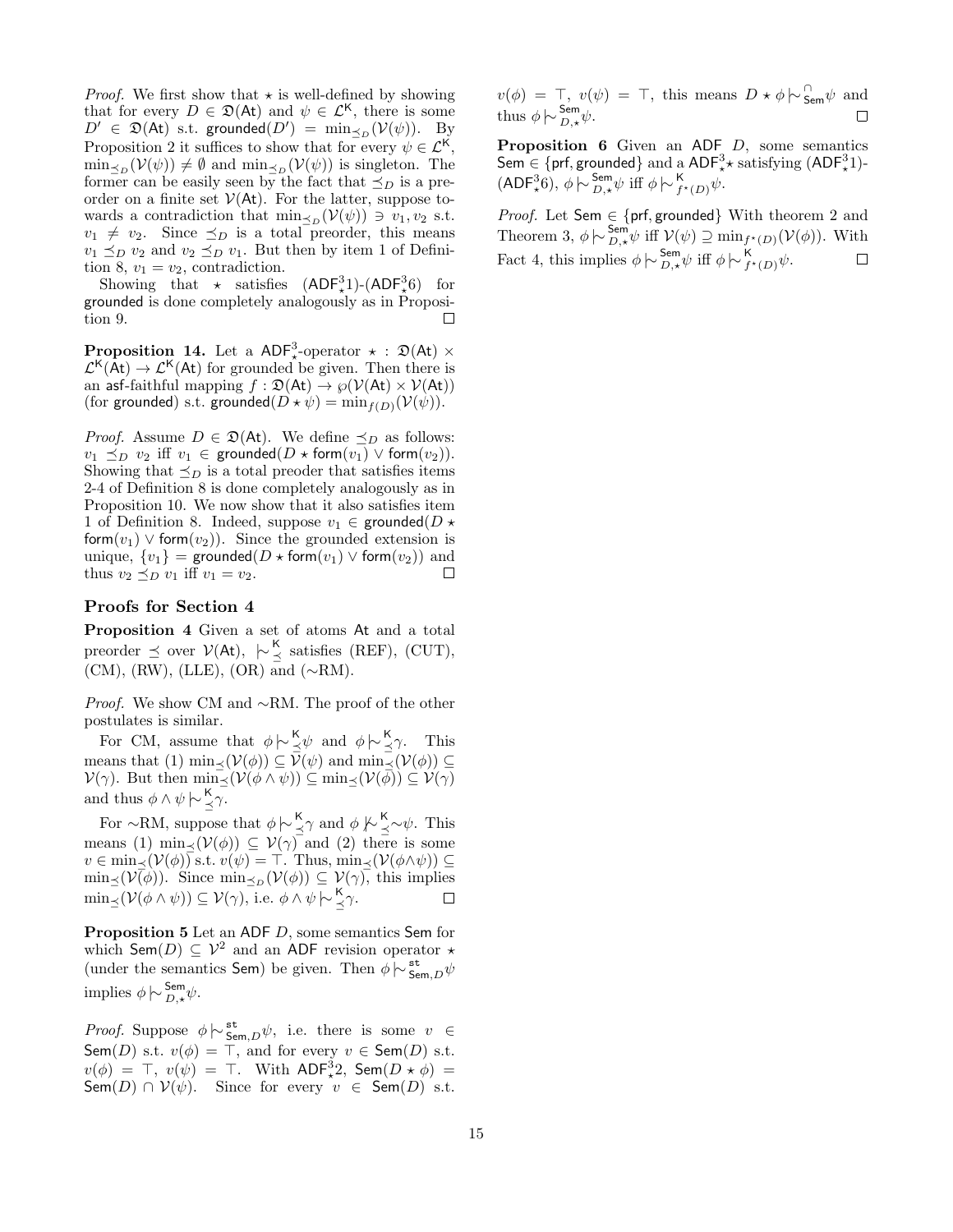*Proof.* We first show that $\star$ is well-defined by showing that for every $D \in \mathfrak{D}(\mathsf{At})$ and $\psi \in \mathcal{L}^{\mathsf{K}}$, there is some $D' \in \mathfrak{D}(\mathsf{At})$ s.t. $\mathsf{grounded}(D') = \min_{\preceq_D}(\mathcal{V}(\psi))$. By Proposition 2 it suffices to show that for every $\psi \in \mathcal{L}^{\mathsf{K}}$, $\min_{\preceq_D}(\mathcal{V}(\psi)) \neq \emptyset$ and $\min_{\preceq_D}(\mathcal{V}(\psi))$ is singleton. The former can be easily seen by the fact that $\preceq_D$ is a preorder on a finite set $\mathcal{V}(\mathsf{At})$. For the latter, suppose towards a contradiction that $\min_{\preceq_D}(\mathcal{V}(\psi)) \ni v_1, v_2$ s.t. $v_1 \neq v_2$. Since $\preceq_D$ is a total preorder, this means $v_1 \preceq_D v_2$ and $v_2 \preceq_D v_1$. But then by item 1 of Definition 8, $v_1 = v_2$, contradiction.

Showing that $\star$ satisfies $(\mathsf{ADF}^3_\star 1)$-$(\mathsf{ADF}^3_\star 6)$ for grounded is done completely analogously as in Proposition 9. □

**Proposition 14.** Let a $\mathsf{ADF}^3_\star$-operator $\star : \mathfrak{D}(\mathsf{At}) \times \mathcal{L}^{\mathsf{K}}(\mathsf{At}) \to \mathcal{L}^{\mathsf{K}}(\mathsf{At})$ for grounded be given. Then there is an asf-faithful mapping $f : \mathfrak{D}(\mathsf{At}) \to \wp(\mathcal{V}(\mathsf{At}) \times \mathcal{V}(\mathsf{At}))$ (for grounded) s.t. $\mathsf{grounded}(D \star \psi) = \min_{f(D)}(\mathcal{V}(\psi))$.

*Proof.* Assume $D \in \mathfrak{D}(\mathsf{At})$. We define $\preceq_D$ as follows: $v_1 \preceq_D v_2$ iff $v_1 \in \mathsf{grounded}(D \star \mathsf{form}(v_1) \vee \mathsf{form}(v_2))$. Showing that $\preceq_D$ is a total preoder that satisfies items 2-4 of Definition 8 is done completely analogously as in Proposition 10. We now show that it also satisfies item 1 of Definition 8. Indeed, suppose $v_1 \in \mathsf{grounded}(D \star \mathsf{form}(v_1) \vee \mathsf{form}(v_2))$. Since the grounded extension is unique, $\{v_1\} = \mathsf{grounded}(D \star \mathsf{form}(v_1) \vee \mathsf{form}(v_2))$ and thus $v_2 \preceq_D v_1$ iff $v_1 = v_2$. □

## Proofs for Section 4

**Proposition 4** Given a set of atoms At and a total preorder $\preceq$ over $\mathcal{V}(\mathsf{At})$, $\mid\!\sim^{\mathsf{K}}_{\preceq}$ satisfies (REF), (CUT), (CM), (RW), (LLE), (OR) and (∼RM).

*Proof.* We show CM and ∼RM. The proof of the other postulates is similar.

For CM, assume that $\phi \mid\!\sim^{\mathsf{K}}_{\preceq} \psi$ and $\phi \mid\!\sim^{\mathsf{K}}_{\preceq} \gamma$. This means that (1) $\min_{\preceq}(\mathcal{V}(\phi)) \subseteq \mathcal{V}(\psi)$ and $\min_{\preceq}(\mathcal{V}(\phi)) \subseteq \mathcal{V}(\gamma)$. But then $\min_{\preceq}(\mathcal{V}(\phi \wedge \psi)) \subseteq \min_{\preceq}(\mathcal{V}(\phi)) \subseteq \mathcal{V}(\gamma)$ and thus $\phi \wedge \psi \mid\!\sim^{\mathsf{K}}_{\preceq} \gamma$.

For ∼RM, suppose that $\phi \mid\!\sim^{\mathsf{K}}_{\preceq} \gamma$ and $\phi \not\mid\!\sim^{\mathsf{K}}_{\preceq} \sim\psi$. This means (1) $\min_{\preceq}(\mathcal{V}(\phi)) \subseteq \mathcal{V}(\gamma)$ and (2) there is some $v \in \min_{\preceq}(\mathcal{V}(\phi))$ s.t. $v(\psi) = \top$. Thus, $\min_{\preceq}(\mathcal{V}(\phi \wedge \psi)) \subseteq \min_{\preceq}(\mathcal{V}(\phi))$. Since $\min_{\preceq_D}(\mathcal{V}(\phi)) \subseteq \mathcal{V}(\gamma)$, this implies $\min_{\preceq}(\mathcal{V}(\phi \wedge \psi)) \subseteq \mathcal{V}(\gamma)$, i.e. $\phi \wedge \psi \mid\!\sim^{\mathsf{K}}_{\preceq} \gamma$. □

**Proposition 5** Let an ADF $D$, some semantics Sem for which $\mathsf{Sem}(D) \subseteq \mathcal{V}^2$ and an ADF revision operator $\star$ (under the semantics Sem) be given. Then $\phi \mid\!\sim^{\mathsf{st}}_{\mathsf{Sem},D} \psi$ implies $\phi \mid\!\sim^{\mathsf{Sem}}_{D,\star} \psi$.

*Proof.* Suppose $\phi \mid\!\sim^{\mathsf{st}}_{\mathsf{Sem},D} \psi$, i.e. there is some $v \in \mathsf{Sem}(D)$ s.t. $v(\phi) = \top$, and for every $v \in \mathsf{Sem}(D)$ s.t. $v(\phi) = \top$, $v(\psi) = \top$. With $\mathsf{ADF}^3_\star 2$, $\mathsf{Sem}(D \star \phi) = \mathsf{Sem}(D) \cap \mathcal{V}(\psi)$. Since for every $v \in \mathsf{Sem}(D)$ s.t. $v(\phi) = \top$, $v(\psi) = \top$, this means $D \star \phi \mid\!\sim^{\cap}_{\mathsf{Sem}} \psi$ and thus $\phi \mid\!\sim^{\mathsf{Sem}}_{D,\star} \psi$. □

**Proposition 6** Given an ADF $D$, some semantics $\mathsf{Sem} \in \{\mathsf{prf}, \mathsf{grounded}\}$ and a $\mathsf{ADF}^3_\star\star$ satisfying $(\mathsf{ADF}^3_\star 1)$-$(\mathsf{ADF}^3_\star 6)$, $\phi \mid\!\sim^{\mathsf{Sem}}_{D,\star} \psi$ iff $\phi \mid\!\sim^{\mathsf{K}}_{f^\star(D)} \psi$.

*Proof.* Let $\mathsf{Sem} \in \{\mathsf{prf}, \mathsf{grounded}\}$ With theorem 2 and Theorem 3, $\phi \mid\!\sim^{\mathsf{Sem}}_{D,\star} \psi$ iff $\mathcal{V}(\psi) \supseteq \min_{f^\star(D)}(\mathcal{V}(\phi))$. With Fact 4, this implies $\phi \mid\!\sim^{\mathsf{Sem}}_{D,\star} \psi$ iff $\phi \mid\!\sim^{\mathsf{K}}_{f^\star(D)} \psi$. □